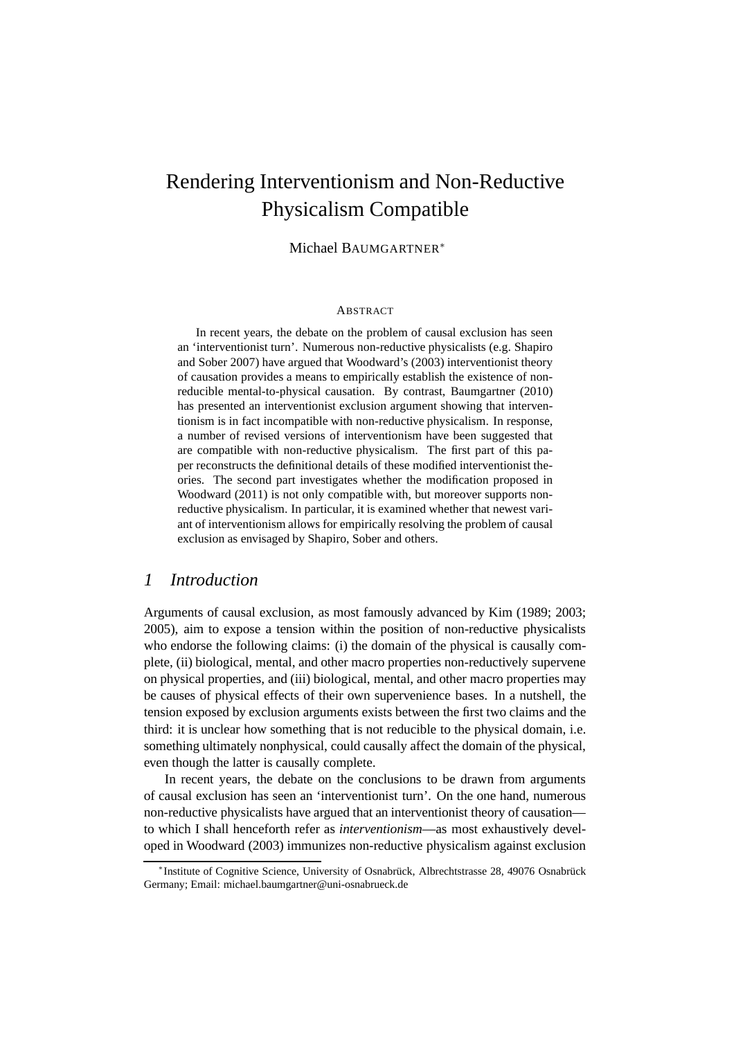# Rendering Interventionism and Non-Reductive Physicalism Compatible

Michael BAUMGARTNER*

### ABSTRACT

In recent years, the debate on the problem of causal exclusion has seen an 'interventionist turn'. Numerous non-reductive physicalists (e.g. Shapiro and Sober 2007) have argued that Woodward's (2003) interventionist theory of causation provides a means to empirically establish the existence of non-reducible mental-to-physical causation. By contrast, Baumgartner (2010) has presented an interventionist exclusion argument showing that interventionism is in fact incompatible with non-reductive physicalism. In response, a number of revised versions of interventionism have been suggested that are compatible with non-reductive physicalism. The first part of this paper reconstructs the definitional details of these modified interventionist theories. The second part investigates whether the modification proposed in Woodward (2011) is not only compatible with, but moreover supports non-reductive physicalism. In particular, it is examined whether that newest variant of interventionism allows for empirically resolving the problem of causal exclusion as envisaged by Shapiro, Sober and others.

## 1 *Introduction*

Arguments of causal exclusion, as most famously advanced by Kim (1989; 2003; 2005), aim to expose a tension within the position of non-reductive physicalists who endorse the following claims: (i) the domain of the physical is causally complete, (ii) biological, mental, and other macro properties non-reductively supervene on physical properties, and (iii) biological, mental, and other macro properties may be causes of physical effects of their own supervenience bases. In a nutshell, the tension exposed by exclusion arguments exists between the first two claims and the third: it is unclear how something that is not reducible to the physical domain, i.e. something ultimately nonphysical, could causally affect the domain of the physical, even though the latter is causally complete.

In recent years, the debate on the conclusions to be drawn from arguments of causal exclusion has seen an 'interventionist turn'. On the one hand, numerous non-reductive physicalists have argued that an interventionist theory of causation—to which I shall henceforth refer as *interventionism*—as most exhaustively developed in Woodward (2003) immunizes non-reductive physicalism against exclusion

*Institute of Cognitive Science, University of Osnabrück, Albrechtstrasse 28, 49076 Osnabrück Germany; Email: michael.baumgartner@uni-osnabrueck.de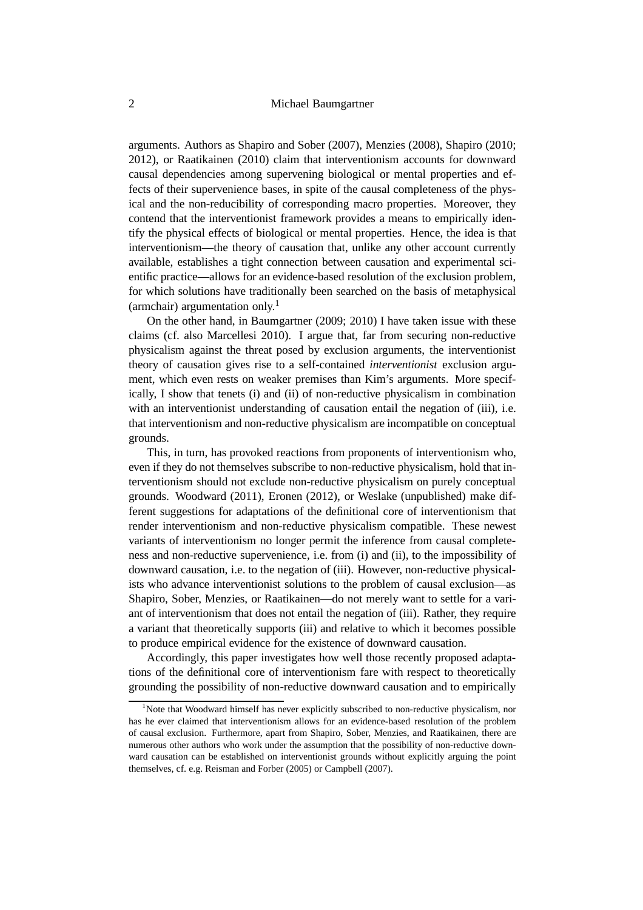arguments. Authors as Shapiro and Sober (2007), Menzies (2008), Shapiro (2010; 2012), or Raatikainen (2010) claim that interventionism accounts for downward causal dependencies among supervening biological or mental properties and effects of their supervenience bases, in spite of the causal completeness of the physical and the non-reducibility of corresponding macro properties. Moreover, they contend that the interventionist framework provides a means to empirically identify the physical effects of biological or mental properties. Hence, the idea is that interventionism—the theory of causation that, unlike any other account currently available, establishes a tight connection between causation and experimental scientific practice—allows for an evidence-based resolution of the exclusion problem, for which solutions have traditionally been searched on the basis of metaphysical (armchair) argumentation only.[1]

On the other hand, in Baumgartner (2009; 2010) I have taken issue with these claims (cf. also Marcellesi 2010). I argue that, far from securing non-reductive physicalism against the threat posed by exclusion arguments, the interventionist theory of causation gives rise to a self-contained *interventionist* exclusion argument, which even rests on weaker premises than Kim's arguments. More specifically, I show that tenets (i) and (ii) of non-reductive physicalism in combination with an interventionist understanding of causation entail the negation of (iii), i.e. that interventionism and non-reductive physicalism are incompatible on conceptual grounds.

This, in turn, has provoked reactions from proponents of interventionism who, even if they do not themselves subscribe to non-reductive physicalism, hold that interventionism should not exclude non-reductive physicalism on purely conceptual grounds. Woodward (2011), Eronen (2012), or Weslake (unpublished) make different suggestions for adaptations of the definitional core of interventionism that render interventionism and non-reductive physicalism compatible. These newest variants of interventionism no longer permit the inference from causal completeness and non-reductive supervenience, i.e. from (i) and (ii), to the impossibility of downward causation, i.e. to the negation of (iii). However, non-reductive physicalists who advance interventionist solutions to the problem of causal exclusion—as Shapiro, Sober, Menzies, or Raatikainen—do not merely want to settle for a variant of interventionism that does not entail the negation of (iii). Rather, they require a variant that theoretically supports (iii) and relative to which it becomes possible to produce empirical evidence for the existence of downward causation.

Accordingly, this paper investigates how well those recently proposed adaptations of the definitional core of interventionism fare with respect to theoretically grounding the possibility of non-reductive downward causation and to empirically

[1] Note that Woodward himself has never explicitly subscribed to non-reductive physicalism, nor has he ever claimed that interventionism allows for an evidence-based resolution of the problem of causal exclusion. Furthermore, apart from Shapiro, Sober, Menzies, and Raatikainen, there are numerous other authors who work under the assumption that the possibility of non-reductive downward causation can be established on interventionist grounds without explicitly arguing the point themselves, cf. e.g. Reisman and Forber (2005) or Campbell (2007).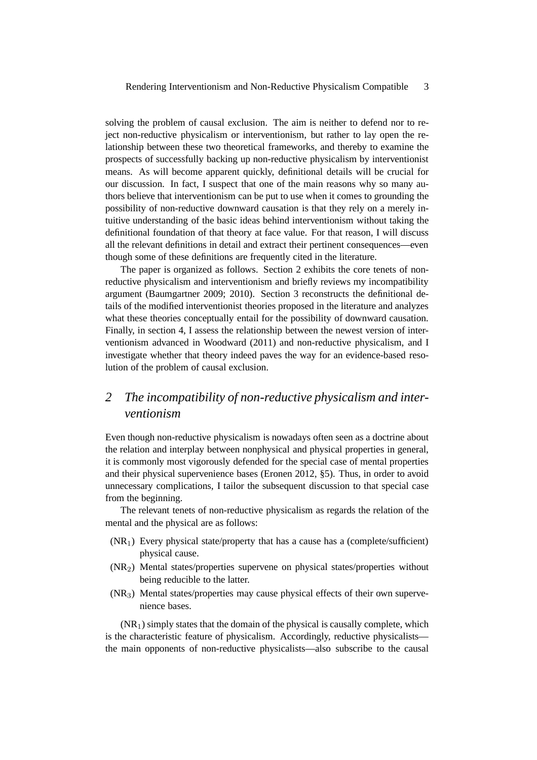solving the problem of causal exclusion. The aim is neither to defend nor to reject non-reductive physicalism or interventionism, but rather to lay open the relationship between these two theoretical frameworks, and thereby to examine the prospects of successfully backing up non-reductive physicalism by interventionist means. As will become apparent quickly, definitional details will be crucial for our discussion. In fact, I suspect that one of the main reasons why so many authors believe that interventionism can be put to use when it comes to grounding the possibility of non-reductive downward causation is that they rely on a merely intuitive understanding of the basic ideas behind interventionism without taking the definitional foundation of that theory at face value. For that reason, I will discuss all the relevant definitions in detail and extract their pertinent consequences—even though some of these definitions are frequently cited in the literature.

The paper is organized as follows. Section 2 exhibits the core tenets of non-reductive physicalism and interventionism and briefly reviews my incompatibility argument (Baumgartner 2009; 2010). Section 3 reconstructs the definitional details of the modified interventionist theories proposed in the literature and analyzes what these theories conceptually entail for the possibility of downward causation. Finally, in section 4, I assess the relationship between the newest version of interventionism advanced in Woodward (2011) and non-reductive physicalism, and I investigate whether that theory indeed paves the way for an evidence-based resolution of the problem of causal exclusion.

## 2 *The incompatibility of non-reductive physicalism and interventionism*

Even though non-reductive physicalism is nowadays often seen as a doctrine about the relation and interplay between nonphysical and physical properties in general, it is commonly most vigorously defended for the special case of mental properties and their physical supervenience bases (Eronen 2012, §5). Thus, in order to avoid unnecessary complications, I tailor the subsequent discussion to that special case from the beginning.

The relevant tenets of non-reductive physicalism as regards the relation of the mental and the physical are as follows:

- ($NR_1$) Every physical state/property that has a cause has a (complete/sufficient) physical cause.
- ($NR_2$) Mental states/properties supervene on physical states/properties without being reducible to the latter.
- ($NR_3$) Mental states/properties may cause physical effects of their own supervenience bases.

($NR_1$) simply states that the domain of the physical is causally complete, which is the characteristic feature of physicalism. Accordingly, reductive physicalists—the main opponents of non-reductive physicalists—also subscribe to the causal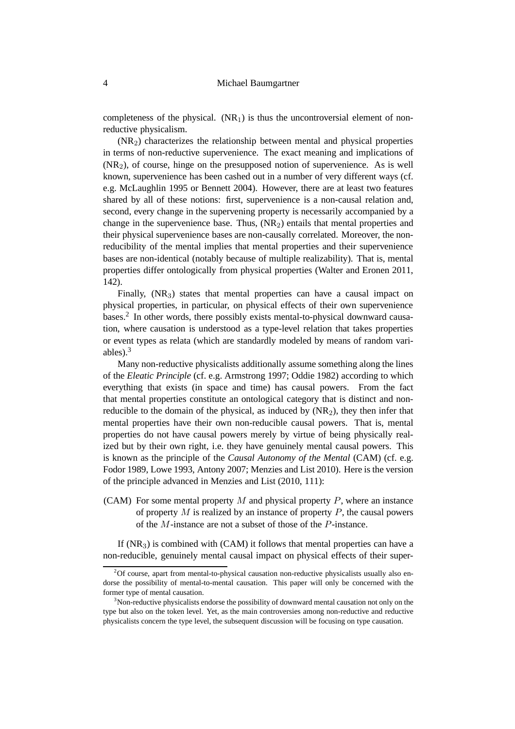completeness of the physical. ($NR_1$) is thus the uncontroversial element of non-reductive physicalism.

($NR_2$) characterizes the relationship between mental and physical properties in terms of non-reductive supervenience. The exact meaning and implications of ($NR_2$), of course, hinge on the presupposed notion of supervenience. As is well known, supervenience has been cashed out in a number of very different ways (cf. e.g. McLaughlin 1995 or Bennett 2004). However, there are at least two features shared by all of these notions: first, supervenience is a non-causal relation and, second, every change in the supervening property is necessarily accompanied by a change in the supervenience base. Thus, ($NR_2$) entails that mental properties and their physical supervenience bases are non-causally correlated. Moreover, the non-reducibility of the mental implies that mental properties and their supervenience bases are non-identical (notably because of multiple realizability). That is, mental properties differ ontologically from physical properties (Walter and Eronen 2011, 142).

Finally, ($NR_3$) states that mental properties can have a causal impact on physical properties, in particular, on physical effects of their own supervenience bases.[2] In other words, there possibly exists mental-to-physical downward causation, where causation is understood as a type-level relation that takes properties or event types as relata (which are standardly modeled by means of random variables).[3]

Many non-reductive physicalists additionally assume something along the lines of the *Eleatic Principle* (cf. e.g. Armstrong 1997; Oddie 1982) according to which everything that exists (in space and time) has causal powers. From the fact that mental properties constitute an ontological category that is distinct and non-reducible to the domain of the physical, as induced by ($NR_2$), they then infer that mental properties have their own non-reducible causal powers. That is, mental properties do not have causal powers merely by virtue of being physically realized but by their own right, i.e. they have genuinely mental causal powers. This is known as the principle of the *Causal Autonomy of the Mental* (CAM) (cf. e.g. Fodor 1989, Lowe 1993, Antony 2007; Menzies and List 2010). Here is the version of the principle advanced in Menzies and List (2010, 111):

(CAM) For some mental property $M$ and physical property $P$, where an instance of property $M$ is realized by an instance of property $P$, the causal powers of the $M$-instance are not a subset of those of the $P$-instance.

If ($NR_3$) is combined with (CAM) it follows that mental properties can have a non-reducible, genuinely mental causal impact on physical effects of their super-

[2] Of course, apart from mental-to-physical causation non-reductive physicalists usually also endorse the possibility of mental-to-mental causation. This paper will only be concerned with the former type of mental causation.

[3] Non-reductive physicalists endorse the possibility of downward mental causation not only on the type but also on the token level. Yet, as the main controversies among non-reductive and reductive physicalists concern the type level, the subsequent discussion will be focusing on type causation.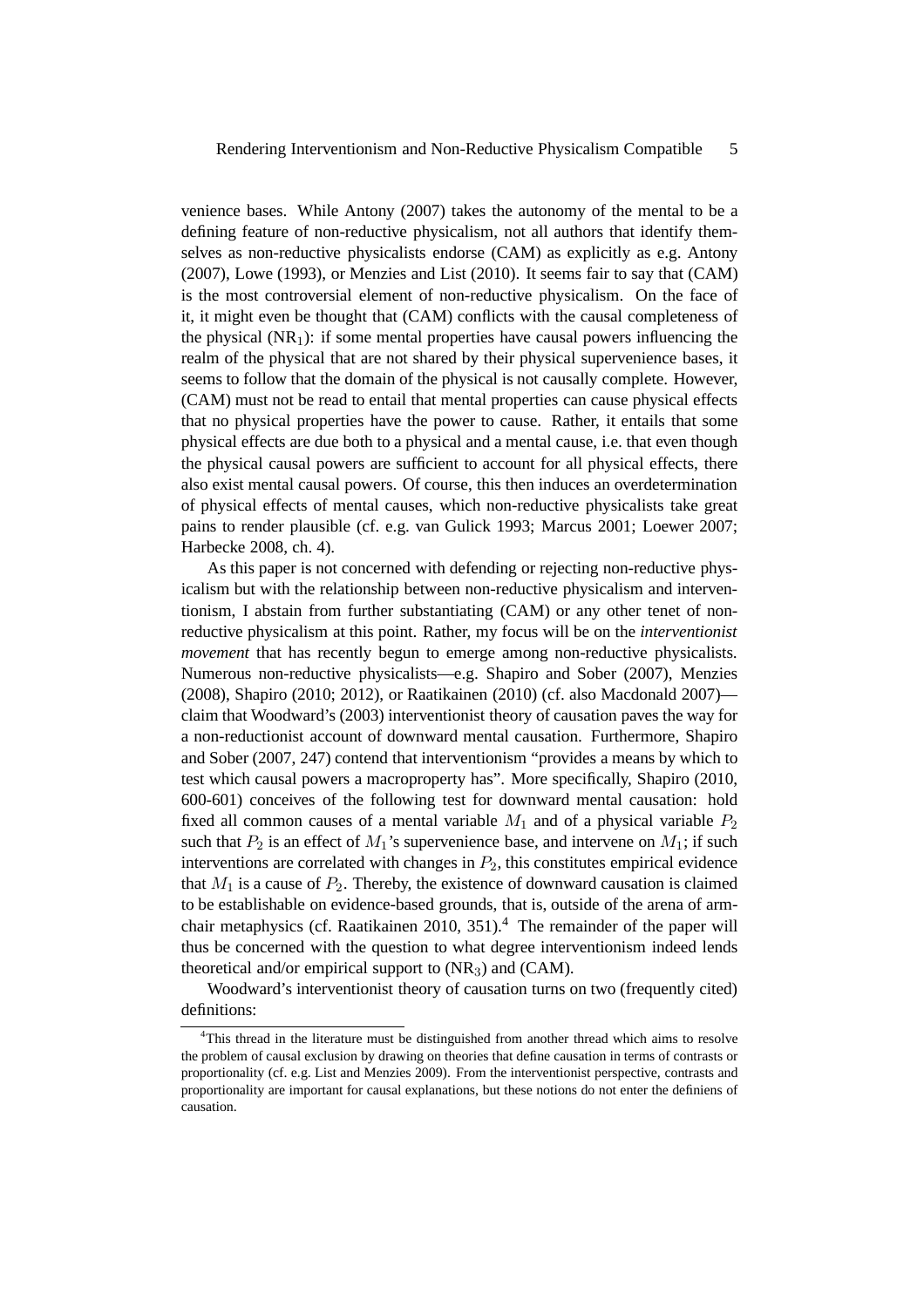venience bases. While Antony (2007) takes the autonomy of the mental to be a defining feature of non-reductive physicalism, not all authors that identify themselves as non-reductive physicalists endorse (CAM) as explicitly as e.g. Antony (2007), Lowe (1993), or Menzies and List (2010). It seems fair to say that (CAM) is the most controversial element of non-reductive physicalism. On the face of it, it might even be thought that (CAM) conflicts with the causal completeness of the physical ($NR_1$): if some mental properties have causal powers influencing the realm of the physical that are not shared by their physical supervenience bases, it seems to follow that the domain of the physical is not causally complete. However, (CAM) must not be read to entail that mental properties can cause physical effects that no physical properties have the power to cause. Rather, it entails that some physical effects are due both to a physical and a mental cause, i.e. that even though the physical causal powers are sufficient to account for all physical effects, there also exist mental causal powers. Of course, this then induces an overdetermination of physical effects of mental causes, which non-reductive physicalists take great pains to render plausible (cf. e.g. van Gulick 1993; Marcus 2001; Loewer 2007; Harbecke 2008, ch. 4).

As this paper is not concerned with defending or rejecting non-reductive physicalism but with the relationship between non-reductive physicalism and interventionism, I abstain from further substantiating (CAM) or any other tenet of non-reductive physicalism at this point. Rather, my focus will be on the *interventionist movement* that has recently begun to emerge among non-reductive physicalists. Numerous non-reductive physicalists—e.g. Shapiro and Sober (2007), Menzies (2008), Shapiro (2010; 2012), or Raatikainen (2010) (cf. also Macdonald 2007)—claim that Woodward's (2003) interventionist theory of causation paves the way for a non-reductionist account of downward mental causation. Furthermore, Shapiro and Sober (2007, 247) contend that interventionism "provides a means by which to test which causal powers a macroproperty has". More specifically, Shapiro (2010, 600-601) conceives of the following test for downward mental causation: hold fixed all common causes of a mental variable $M_1$ and of a physical variable $P_2$ such that $P_2$ is an effect of $M_1$'s supervenience base, and intervene on $M_1$; if such interventions are correlated with changes in $P_2$, this constitutes empirical evidence that $M_1$ is a cause of $P_2$. Thereby, the existence of downward causation is claimed to be establishable on evidence-based grounds, that is, outside of the arena of armchair metaphysics (cf. Raatikainen 2010, 351).[4] The remainder of the paper will thus be concerned with the question to what degree interventionism indeed lends theoretical and/or empirical support to ($NR_3$) and (CAM).

Woodward's interventionist theory of causation turns on two (frequently cited) definitions:

[4]This thread in the literature must be distinguished from another thread which aims to resolve the problem of causal exclusion by drawing on theories that define causation in terms of contrasts or proportionality (cf. e.g. List and Menzies 2009). From the interventionist perspective, contrasts and proportionality are important for causal explanations, but these notions do not enter the definiens of causation.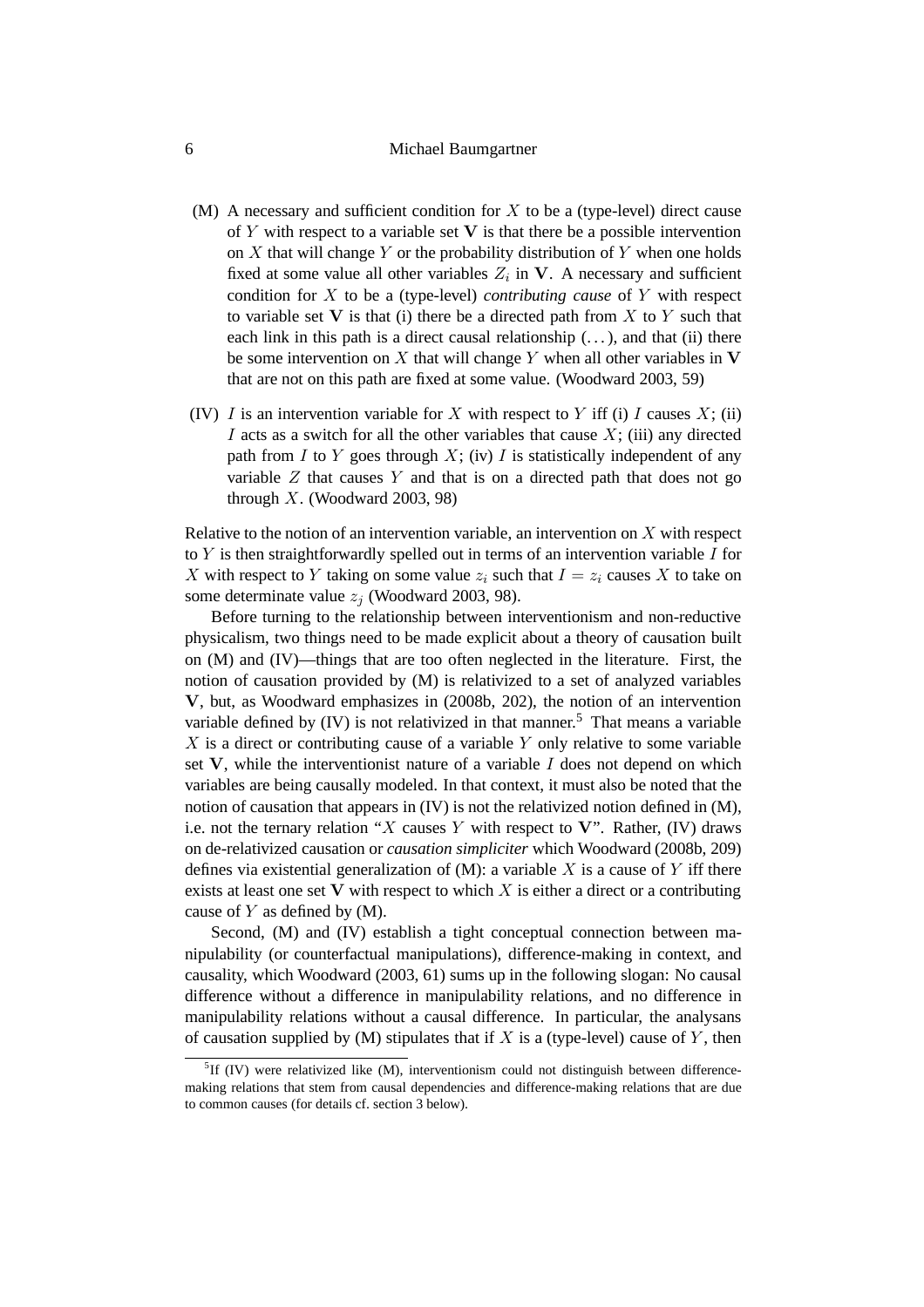(M) A necessary and sufficient condition for $X$ to be a (type-level) direct cause of $Y$ with respect to a variable set $\mathbf{V}$ is that there be a possible intervention on $X$ that will change $Y$ or the probability distribution of $Y$ when one holds fixed at some value all other variables $Z_i$ in $\mathbf{V}$. A necessary and sufficient condition for $X$ to be a (type-level) *contributing cause* of $Y$ with respect to variable set $\mathbf{V}$ is that (i) there be a directed path from $X$ to $Y$ such that each link in this path is a direct causal relationship (...), and that (ii) there be some intervention on $X$ that will change $Y$ when all other variables in $\mathbf{V}$ that are not on this path are fixed at some value. (Woodward 2003, 59)

(IV) $I$ is an intervention variable for $X$ with respect to $Y$ iff (i) $I$ causes $X$; (ii) $I$ acts as a switch for all the other variables that cause $X$; (iii) any directed path from $I$ to $Y$ goes through $X$; (iv) $I$ is statistically independent of any variable $Z$ that causes $Y$ and that is on a directed path that does not go through $X$. (Woodward 2003, 98)

Relative to the notion of an intervention variable, an intervention on $X$ with respect to $Y$ is then straightforwardly spelled out in terms of an intervention variable $I$ for $X$ with respect to $Y$ taking on some value $z_i$ such that $I = z_i$ causes $X$ to take on some determinate value $z_j$ (Woodward 2003, 98).

Before turning to the relationship between interventionism and non-reductive physicalism, two things need to be made explicit about a theory of causation built on (M) and (IV)—things that are too often neglected in the literature. First, the notion of causation provided by (M) is relativized to a set of analyzed variables $\mathbf{V}$, but, as Woodward emphasizes in (2008b, 202), the notion of an intervention variable defined by (IV) is not relativized in that manner.[5] That means a variable $X$ is a direct or contributing cause of a variable $Y$ only relative to some variable set $\mathbf{V}$, while the interventionist nature of a variable $I$ does not depend on which variables are being causally modeled. In that context, it must also be noted that the notion of causation that appears in (IV) is not the relativized notion defined in (M), i.e. not the ternary relation "$X$ causes $Y$ with respect to $\mathbf{V}$". Rather, (IV) draws on de-relativized causation or *causation simpliciter* which Woodward (2008b, 209) defines via existential generalization of (M): a variable $X$ is a cause of $Y$ iff there exists at least one set $\mathbf{V}$ with respect to which $X$ is either a direct or a contributing cause of $Y$ as defined by (M).

Second, (M) and (IV) establish a tight conceptual connection between manipulability (or counterfactual manipulations), difference-making in context, and causality, which Woodward (2003, 61) sums up in the following slogan: No causal difference without a difference in manipulability relations, and no difference in manipulability relations without a causal difference. In particular, the analysans of causation supplied by (M) stipulates that if $X$ is a (type-level) cause of $Y$, then

[5] If (IV) were relativized like (M), interventionism could not distinguish between difference-making relations that stem from causal dependencies and difference-making relations that are due to common causes (for details cf. section 3 below).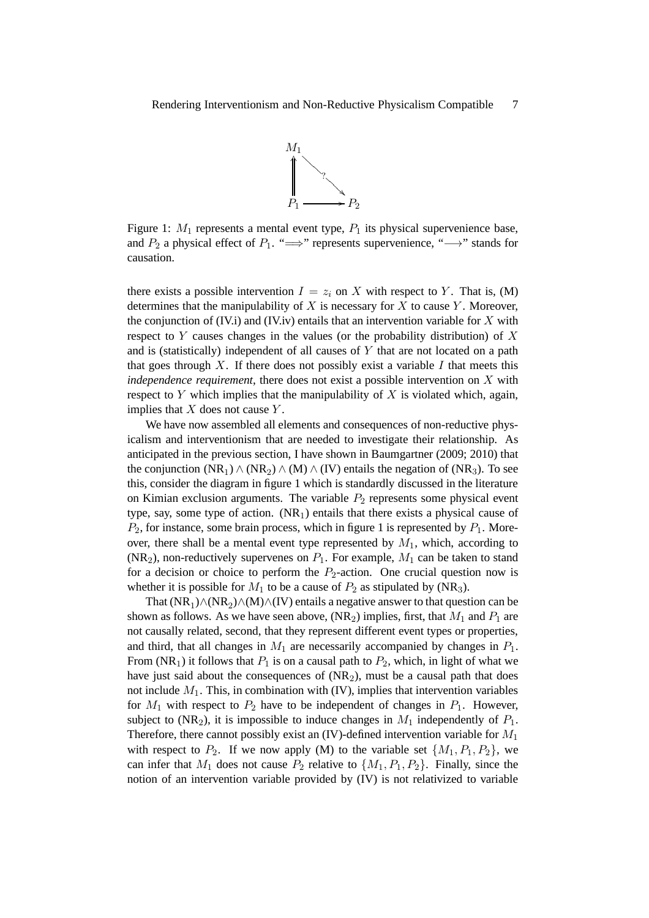Figure 1: $M_1$ represents a mental event type, $P_1$ its physical supervenience base, and $P_2$ a physical effect of $P_1$. "$\Longrightarrow$" represents supervenience, "$\longrightarrow$" stands for causation.

there exists a possible intervention $I = z_i$ on $X$ with respect to $Y$. That is, (M) determines that the manipulability of $X$ is necessary for $X$ to cause $Y$. Moreover, the conjunction of (IV.i) and (IV.iv) entails that an intervention variable for $X$ with respect to $Y$ causes changes in the values (or the probability distribution) of $X$ and is (statistically) independent of all causes of $Y$ that are not located on a path that goes through $X$. If there does not possibly exist a variable $I$ that meets this *independence requirement*, there does not exist a possible intervention on $X$ with respect to $Y$ which implies that the manipulability of $X$ is violated which, again, implies that $X$ does not cause $Y$.

We have now assembled all elements and consequences of non-reductive physicalism and interventionism that are needed to investigate their relationship. As anticipated in the previous section, I have shown in Baumgartner (2009; 2010) that the conjunction $(\text{NR}_1) \wedge (\text{NR}_2) \wedge (\text{M}) \wedge (\text{IV})$ entails the negation of $(\text{NR}_3)$. To see this, consider the diagram in figure 1 which is standardly discussed in the literature on Kimian exclusion arguments. The variable $P_2$ represents some physical event type, say, some type of action. $(\text{NR}_1)$ entails that there exists a physical cause of $P_2$, for instance, some brain process, which in figure 1 is represented by $P_1$. Moreover, there shall be a mental event type represented by $M_1$, which, according to $(\text{NR}_2)$, non-reductively supervenes on $P_1$. For example, $M_1$ can be taken to stand for a decision or choice to perform the $P_2$-action. One crucial question now is whether it is possible for $M_1$ to be a cause of $P_2$ as stipulated by $(\text{NR}_3)$.

That $(\text{NR}_1)\wedge(\text{NR}_2)\wedge(\text{M})\wedge(\text{IV})$ entails a negative answer to that question can be shown as follows. As we have seen above, $(\text{NR}_2)$ implies, first, that $M_1$ and $P_1$ are not causally related, second, that they represent different event types or properties, and third, that all changes in $M_1$ are necessarily accompanied by changes in $P_1$. From $(\text{NR}_1)$ it follows that $P_1$ is on a causal path to $P_2$, which, in light of what we have just said about the consequences of $(\text{NR}_2)$, must be a causal path that does not include $M_1$. This, in combination with (IV), implies that intervention variables for $M_1$ with respect to $P_2$ have to be independent of changes in $P_1$. However, subject to $(\text{NR}_2)$, it is impossible to induce changes in $M_1$ independently of $P_1$. Therefore, there cannot possibly exist an (IV)-defined intervention variable for $M_1$ with respect to $P_2$. If we now apply (M) to the variable set $\{M_1, P_1, P_2\}$, we can infer that $M_1$ does not cause $P_2$ relative to $\{M_1, P_1, P_2\}$. Finally, since the notion of an intervention variable provided by (IV) is not relativized to variable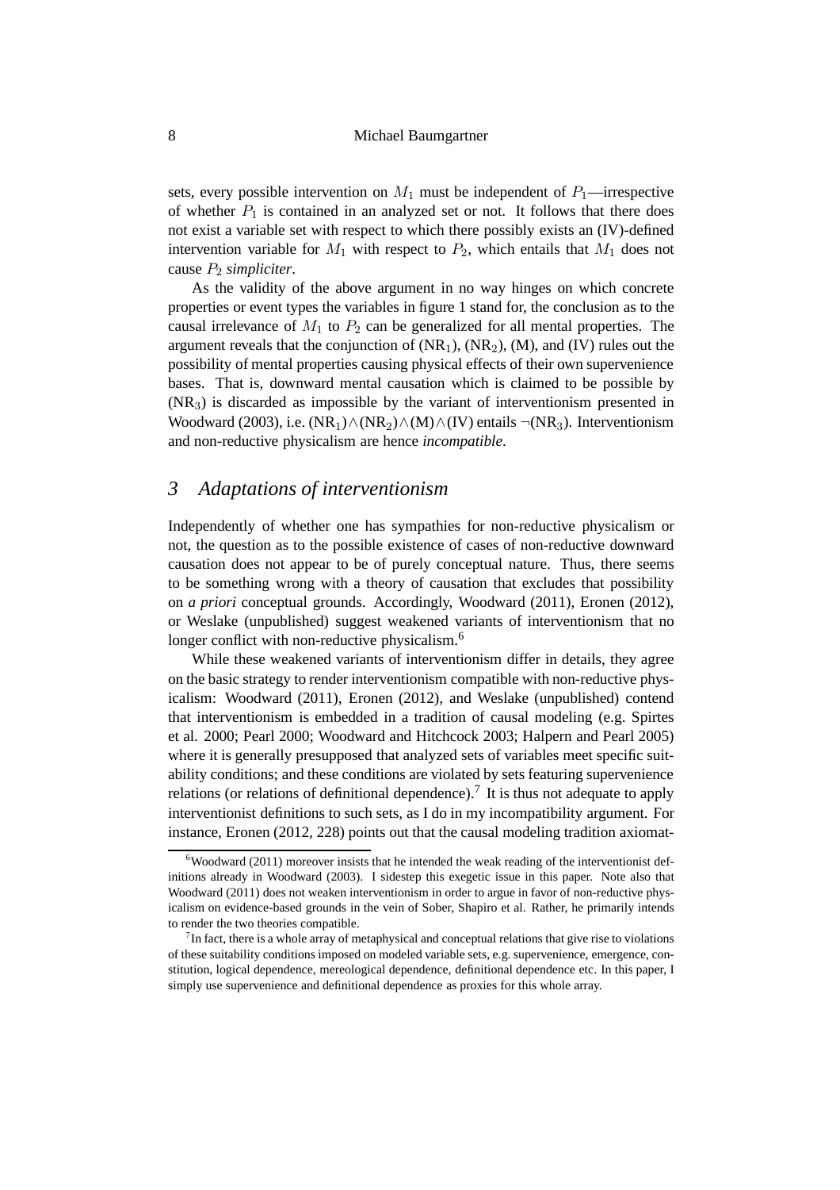sets, every possible intervention on $M_1$ must be independent of $P_1$—irrespective of whether $P_1$ is contained in an analyzed set or not. It follows that there does not exist a variable set with respect to which there possibly exists an (IV)-defined intervention variable for $M_1$ with respect to $P_2$, which entails that $M_1$ does not cause $P_2$ *simpliciter*.

As the validity of the above argument in no way hinges on which concrete properties or event types the variables in figure 1 stand for, the conclusion as to the causal irrelevance of $M_1$ to $P_2$ can be generalized for all mental properties. The argument reveals that the conjunction of ($NR_1$), ($NR_2$), (M), and (IV) rules out the possibility of mental properties causing physical effects of their own supervenience bases. That is, downward mental causation which is claimed to be possible by ($NR_3$) is discarded as impossible by the variant of interventionism presented in Woodward (2003), i.e. $(NR_1) \wedge (NR_2) \wedge (M) \wedge (IV)$ entails $\neg(NR_3)$. Interventionism and non-reductive physicalism are hence *incompatible*.

## 3 Adaptations of interventionism

Independently of whether one has sympathies for non-reductive physicalism or not, the question as to the possible existence of cases of non-reductive downward causation does not appear to be of purely conceptual nature. Thus, there seems to be something wrong with a theory of causation that excludes that possibility on *a priori* conceptual grounds. Accordingly, Woodward (2011), Eronen (2012), or Weslake (unpublished) suggest weakened variants of interventionism that no longer conflict with non-reductive physicalism.[6]

While these weakened variants of interventionism differ in details, they agree on the basic strategy to render interventionism compatible with non-reductive physicalism: Woodward (2011), Eronen (2012), and Weslake (unpublished) contend that interventionism is embedded in a tradition of causal modeling (e.g. Spirtes et al. 2000; Pearl 2000; Woodward and Hitchcock 2003; Halpern and Pearl 2005) where it is generally presupposed that analyzed sets of variables meet specific suitability conditions; and these conditions are violated by sets featuring supervenience relations (or relations of definitional dependence).[7] It is thus not adequate to apply interventionist definitions to such sets, as I do in my incompatibility argument. For instance, Eronen (2012, 228) points out that the causal modeling tradition axiomat-

[6] Woodward (2011) moreover insists that he intended the weak reading of the interventionist definitions already in Woodward (2003). I sidestep this exegetic issue in this paper. Note also that Woodward (2011) does not weaken interventionism in order to argue in favor of non-reductive physicalism on evidence-based grounds in the vein of Sober, Shapiro et al. Rather, he primarily intends to render the two theories compatible.

[7] In fact, there is a whole array of metaphysical and conceptual relations that give rise to violations of these suitability conditions imposed on modeled variable sets, e.g. supervenience, emergence, constitution, logical dependence, mereological dependence, definitional dependence etc. In this paper, I simply use supervenience and definitional dependence as proxies for this whole array.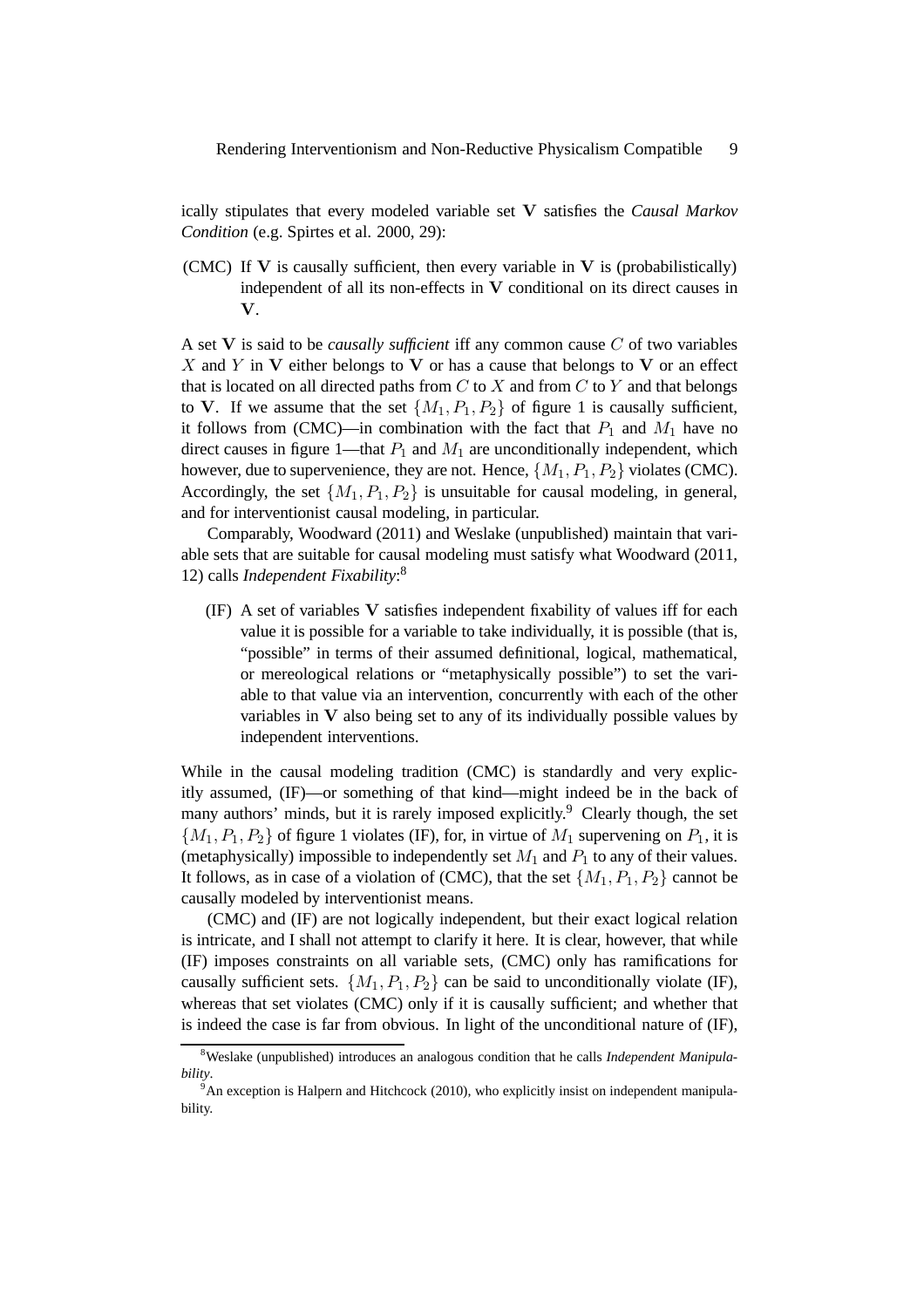ically stipulates that every modeled variable set $\mathbf{V}$ satisfies the *Causal Markov Condition* (e.g. Spirtes et al. 2000, 29):

(CMC) If $\mathbf{V}$ is causally sufficient, then every variable in $\mathbf{V}$ is (probabilistically) independent of all its non-effects in $\mathbf{V}$ conditional on its direct causes in $\mathbf{V}$.

A set $\mathbf{V}$ is said to be *causally sufficient* iff any common cause $C$ of two variables $X$ and $Y$ in $\mathbf{V}$ either belongs to $\mathbf{V}$ or has a cause that belongs to $\mathbf{V}$ or an effect that is located on all directed paths from $C$ to $X$ and from $C$ to $Y$ and that belongs to $\mathbf{V}$. If we assume that the set $\{M_1, P_1, P_2\}$ of figure 1 is causally sufficient, it follows from (CMC)—in combination with the fact that $P_1$ and $M_1$ have no direct causes in figure 1—that $P_1$ and $M_1$ are unconditionally independent, which however, due to supervenience, they are not. Hence, $\{M_1, P_1, P_2\}$ violates (CMC). Accordingly, the set $\{M_1, P_1, P_2\}$ is unsuitable for causal modeling, in general, and for interventionist causal modeling, in particular.

Comparably, Woodward (2011) and Weslake (unpublished) maintain that variable sets that are suitable for causal modeling must satisfy what Woodward (2011, 12) calls *Independent Fixability*:[8]

(IF) A set of variables $\mathbf{V}$ satisfies independent fixability of values iff for each value it is possible for a variable to take individually, it is possible (that is, "possible" in terms of their assumed definitional, logical, mathematical, or mereological relations or "metaphysically possible") to set the variable to that value via an intervention, concurrently with each of the other variables in $\mathbf{V}$ also being set to any of its individually possible values by independent interventions.

While in the causal modeling tradition (CMC) is standardly and very explicitly assumed, (IF)—or something of that kind—might indeed be in the back of many authors' minds, but it is rarely imposed explicitly.[9] Clearly though, the set $\{M_1, P_1, P_2\}$ of figure 1 violates (IF), for, in virtue of $M_1$ supervening on $P_1$, it is (metaphysically) impossible to independently set $M_1$ and $P_1$ to any of their values. It follows, as in case of a violation of (CMC), that the set $\{M_1, P_1, P_2\}$ cannot be causally modeled by interventionist means.

(CMC) and (IF) are not logically independent, but their exact logical relation is intricate, and I shall not attempt to clarify it here. It is clear, however, that while (IF) imposes constraints on all variable sets, (CMC) only has ramifications for causally sufficient sets. $\{M_1, P_1, P_2\}$ can be said to unconditionally violate (IF), whereas that set violates (CMC) only if it is causally sufficient; and whether that is indeed the case is far from obvious. In light of the unconditional nature of (IF),

[8] Weslake (unpublished) introduces an analogous condition that he calls *Independent Manipulability*.

[9] An exception is Halpern and Hitchcock (2010), who explicitly insist on independent manipulability.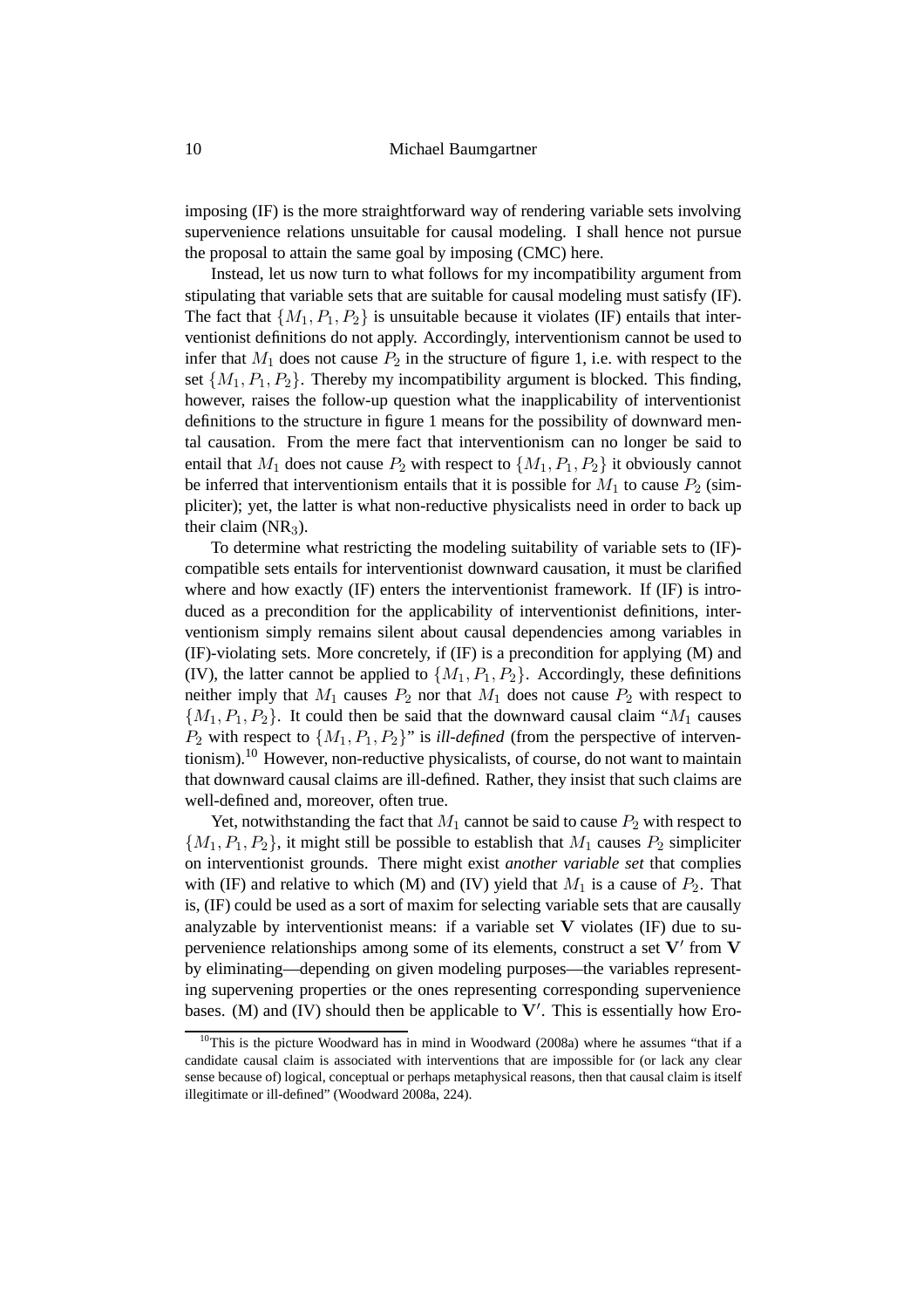imposing (IF) is the more straightforward way of rendering variable sets involving supervenience relations unsuitable for causal modeling. I shall hence not pursue the proposal to attain the same goal by imposing (CMC) here.

Instead, let us now turn to what follows for my incompatibility argument from stipulating that variable sets that are suitable for causal modeling must satisfy (IF). The fact that $\{M_1, P_1, P_2\}$ is unsuitable because it violates (IF) entails that interventionist definitions do not apply. Accordingly, interventionism cannot be used to infer that $M_1$ does not cause $P_2$ in the structure of figure 1, i.e. with respect to the set $\{M_1, P_1, P_2\}$. Thereby my incompatibility argument is blocked. This finding, however, raises the follow-up question what the inapplicability of interventionist definitions to the structure in figure 1 means for the possibility of downward mental causation. From the mere fact that interventionism can no longer be said to entail that $M_1$ does not cause $P_2$ with respect to $\{M_1, P_1, P_2\}$ it obviously cannot be inferred that interventionism entails that it is possible for $M_1$ to cause $P_2$ (simpliciter); yet, the latter is what non-reductive physicalists need in order to back up their claim ($NR_3$).

To determine what restricting the modeling suitability of variable sets to (IF)-compatible sets entails for interventionist downward causation, it must be clarified where and how exactly (IF) enters the interventionist framework. If (IF) is introduced as a precondition for the applicability of interventionist definitions, interventionism simply remains silent about causal dependencies among variables in (IF)-violating sets. More concretely, if (IF) is a precondition for applying (M) and (IV), the latter cannot be applied to $\{M_1, P_1, P_2\}$. Accordingly, these definitions neither imply that $M_1$ causes $P_2$ nor that $M_1$ does not cause $P_2$ with respect to $\{M_1, P_1, P_2\}$. It could then be said that the downward causal claim "$M_1$ causes $P_2$ with respect to $\{M_1, P_1, P_2\}$" is *ill-defined* (from the perspective of interventionism).[10] However, non-reductive physicalists, of course, do not want to maintain that downward causal claims are ill-defined. Rather, they insist that such claims are well-defined and, moreover, often true.

Yet, notwithstanding the fact that $M_1$ cannot be said to cause $P_2$ with respect to $\{M_1, P_1, P_2\}$, it might still be possible to establish that $M_1$ causes $P_2$ simpliciter on interventionist grounds. There might exist *another variable set* that complies with (IF) and relative to which (M) and (IV) yield that $M_1$ is a cause of $P_2$. That is, (IF) could be used as a sort of maxim for selecting variable sets that are causally analyzable by interventionist means: if a variable set $\mathbf{V}$ violates (IF) due to supervenience relationships among some of its elements, construct a set $\mathbf{V}'$ from $\mathbf{V}$ by eliminating—depending on given modeling purposes—the variables representing supervening properties or the ones representing corresponding supervenience bases. (M) and (IV) should then be applicable to $\mathbf{V}'$. This is essentially how Ero-

[10] This is the picture Woodward has in mind in Woodward (2008a) where he assumes "that if a candidate causal claim is associated with interventions that are impossible for (or lack any clear sense because of) logical, conceptual or perhaps metaphysical reasons, then that causal claim is itself illegitimate or ill-defined" (Woodward 2008a, 224).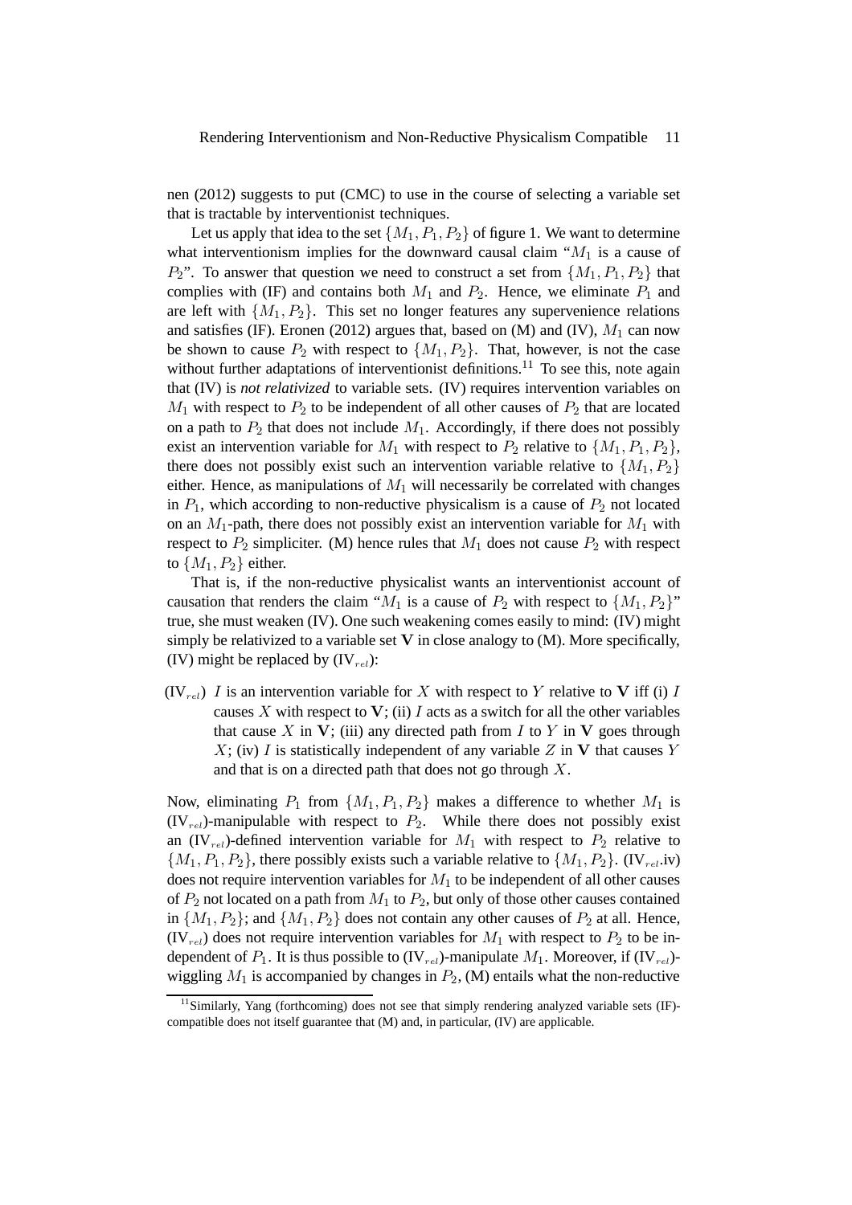nen (2012) suggests to put (CMC) to use in the course of selecting a variable set that is tractable by interventionist techniques.

Let us apply that idea to the set $\{M_1, P_1, P_2\}$ of figure 1. We want to determine what interventionism implies for the downward causal claim "$M_1$ is a cause of $P_2$". To answer that question we need to construct a set from $\{M_1, P_1, P_2\}$ that complies with (IF) and contains both $M_1$ and $P_2$. Hence, we eliminate $P_1$ and are left with $\{M_1, P_2\}$. This set no longer features any supervenience relations and satisfies (IF). Eronen (2012) argues that, based on (M) and (IV), $M_1$ can now be shown to cause $P_2$ with respect to $\{M_1, P_2\}$. That, however, is not the case without further adaptations of interventionist definitions.[11] To see this, note again that (IV) is *not relativized* to variable sets. (IV) requires intervention variables on $M_1$ with respect to $P_2$ to be independent of all other causes of $P_2$ that are located on a path to $P_2$ that does not include $M_1$. Accordingly, if there does not possibly exist an intervention variable for $M_1$ with respect to $P_2$ relative to $\{M_1, P_1, P_2\}$, there does not possibly exist such an intervention variable relative to $\{M_1, P_2\}$ either. Hence, as manipulations of $M_1$ will necessarily be correlated with changes in $P_1$, which according to non-reductive physicalism is a cause of $P_2$ not located on an $M_1$-path, there does not possibly exist an intervention variable for $M_1$ with respect to $P_2$ simpliciter. (M) hence rules that $M_1$ does not cause $P_2$ with respect to $\{M_1, P_2\}$ either.

That is, if the non-reductive physicalist wants an interventionist account of causation that renders the claim "$M_1$ is a cause of $P_2$ with respect to $\{M_1, P_2\}$" true, she must weaken (IV). One such weakening comes easily to mind: (IV) might simply be relativized to a variable set $\mathbf{V}$ in close analogy to (M). More specifically, (IV) might be replaced by (IV$_{rel}$):

(IV$_{rel}$) $I$ is an intervention variable for $X$ with respect to $Y$ relative to $\mathbf{V}$ iff (i) $I$ causes $X$ with respect to $\mathbf{V}$; (ii) $I$ acts as a switch for all the other variables that cause $X$ in $\mathbf{V}$; (iii) any directed path from $I$ to $Y$ in $\mathbf{V}$ goes through $X$; (iv) $I$ is statistically independent of any variable $Z$ in $\mathbf{V}$ that causes $Y$ and that is on a directed path that does not go through $X$.

Now, eliminating $P_1$ from $\{M_1, P_1, P_2\}$ makes a difference to whether $M_1$ is (IV$_{rel}$)-manipulable with respect to $P_2$. While there does not possibly exist an (IV$_{rel}$)-defined intervention variable for $M_1$ with respect to $P_2$ relative to $\{M_1, P_1, P_2\}$, there possibly exists such a variable relative to $\{M_1, P_2\}$. (IV$_{rel}$.iv) does not require intervention variables for $M_1$ to be independent of all other causes of $P_2$ not located on a path from $M_1$ to $P_2$, but only of those other causes contained in $\{M_1, P_2\}$; and $\{M_1, P_2\}$ does not contain any other causes of $P_2$ at all. Hence, (IV$_{rel}$) does not require intervention variables for $M_1$ with respect to $P_2$ to be independent of $P_1$. It is thus possible to (IV$_{rel}$)-manipulate $M_1$. Moreover, if (IV$_{rel}$)-wiggling $M_1$ is accompanied by changes in $P_2$, (M) entails what the non-reductive

[11] Similarly, Yang (forthcoming) does not see that simply rendering analyzed variable sets (IF)-compatible does not itself guarantee that (M) and, in particular, (IV) are applicable.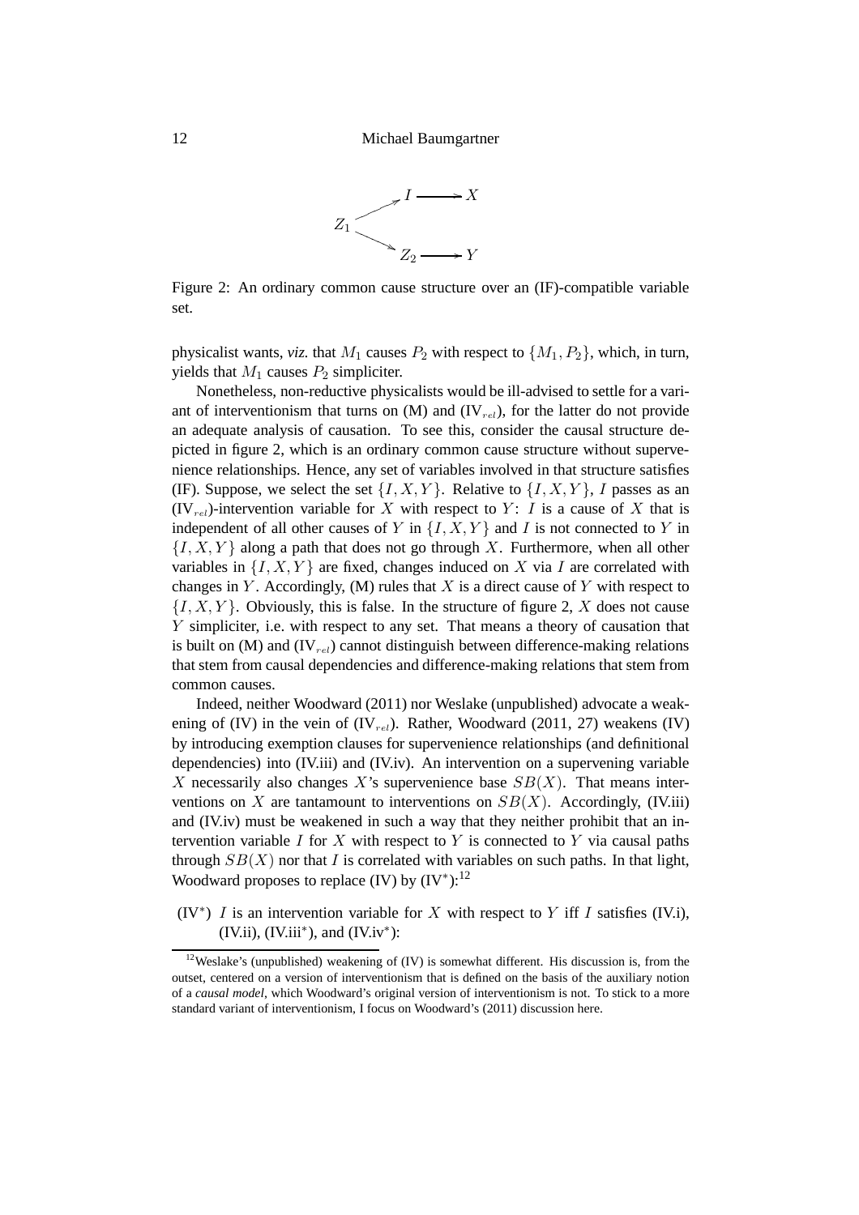Figure 2: An ordinary common cause structure over an (IF)-compatible variable set.

physicalist wants, *viz.* that $M_1$ causes $P_2$ with respect to $\{M_1, P_2\}$, which, in turn, yields that $M_1$ causes $P_2$ simpliciter.

Nonetheless, non-reductive physicalists would be ill-advised to settle for a variant of interventionism that turns on (M) and (IV$_{rel}$), for the latter do not provide an adequate analysis of causation. To see this, consider the causal structure depicted in figure 2, which is an ordinary common cause structure without supervenience relationships. Hence, any set of variables involved in that structure satisfies (IF). Suppose, we select the set $\{I, X, Y\}$. Relative to $\{I, X, Y\}$, $I$ passes as an (IV$_{rel}$)-intervention variable for $X$ with respect to $Y$: $I$ is a cause of $X$ that is independent of all other causes of $Y$ in $\{I, X, Y\}$ and $I$ is not connected to $Y$ in $\{I, X, Y\}$ along a path that does not go through $X$. Furthermore, when all other variables in $\{I, X, Y\}$ are fixed, changes induced on $X$ via $I$ are correlated with changes in $Y$. Accordingly, (M) rules that $X$ is a direct cause of $Y$ with respect to $\{I, X, Y\}$. Obviously, this is false. In the structure of figure 2, $X$ does not cause $Y$ simpliciter, i.e. with respect to any set. That means a theory of causation that is built on (M) and (IV$_{rel}$) cannot distinguish between difference-making relations that stem from causal dependencies and difference-making relations that stem from common causes.

Indeed, neither Woodward (2011) nor Weslake (unpublished) advocate a weakening of (IV) in the vein of (IV$_{rel}$). Rather, Woodward (2011, 27) weakens (IV) by introducing exemption clauses for supervenience relationships (and definitional dependencies) into (IV.iii) and (IV.iv). An intervention on a supervening variable $X$ necessarily also changes $X$'s supervenience base $SB(X)$. That means interventions on $X$ are tantamount to interventions on $SB(X)$. Accordingly, (IV.iii) and (IV.iv) must be weakened in such a way that they neither prohibit that an intervention variable $I$ for $X$ with respect to $Y$ is connected to $Y$ via causal paths through $SB(X)$ nor that $I$ is correlated with variables on such paths. In that light, Woodward proposes to replace (IV) by (IV$^*$):[12]

(IV$^*$) $I$ is an intervention variable for $X$ with respect to $Y$ iff $I$ satisfies (IV.i), (IV.ii), (IV.iii$^*$), and (IV.iv$^*$):

[12] Weslake's (unpublished) weakening of (IV) is somewhat different. His discussion is, from the outset, centered on a version of interventionism that is defined on the basis of the auxiliary notion of a *causal model*, which Woodward's original version of interventionism is not. To stick to a more standard variant of interventionism, I focus on Woodward's (2011) discussion here.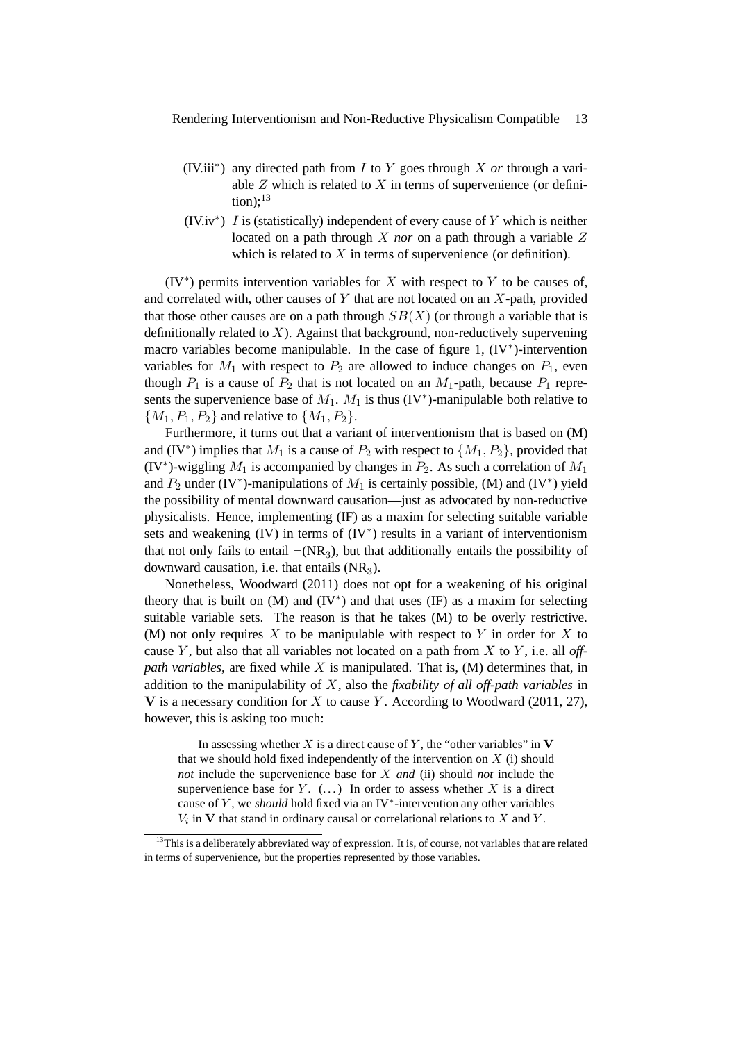(IV.iii*) any directed path from $I$ to $Y$ goes through $X$ *or* through a variable $Z$ which is related to $X$ in terms of supervenience (or definition);[13]

(IV.iv*) $I$ is (statistically) independent of every cause of $Y$ which is neither located on a path through $X$ *nor* on a path through a variable $Z$ which is related to $X$ in terms of supervenience (or definition).

(IV*) permits intervention variables for $X$ with respect to $Y$ to be causes of, and correlated with, other causes of $Y$ that are not located on an $X$-path, provided that those other causes are on a path through $SB(X)$ (or through a variable that is definitionally related to $X$). Against that background, non-reductively supervening macro variables become manipulable. In the case of figure 1, (IV*)-intervention variables for $M_1$ with respect to $P_2$ are allowed to induce changes on $P_1$, even though $P_1$ is a cause of $P_2$ that is not located on an $M_1$-path, because $P_1$ represents the supervenience base of $M_1$. $M_1$ is thus (IV*)-manipulable both relative to $\{M_1, P_1, P_2\}$ and relative to $\{M_1, P_2\}$.

Furthermore, it turns out that a variant of interventionism that is based on (M) and (IV*) implies that $M_1$ is a cause of $P_2$ with respect to $\{M_1, P_2\}$, provided that (IV*)-wiggling $M_1$ is accompanied by changes in $P_2$. As such a correlation of $M_1$ and $P_2$ under (IV*)-manipulations of $M_1$ is certainly possible, (M) and (IV*) yield the possibility of mental downward causation—just as advocated by non-reductive physicalists. Hence, implementing (IF) as a maxim for selecting suitable variable sets and weakening (IV) in terms of (IV*) results in a variant of interventionism that not only fails to entail $\neg$(NR$_3$), but that additionally entails the possibility of downward causation, i.e. that entails (NR$_3$).

Nonetheless, Woodward (2011) does not opt for a weakening of his original theory that is built on (M) and (IV*) and that uses (IF) as a maxim for selecting suitable variable sets. The reason is that he takes (M) to be overly restrictive. (M) not only requires $X$ to be manipulable with respect to $Y$ in order for $X$ to cause $Y$, but also that all variables not located on a path from $X$ to $Y$, i.e. all *off-path variables*, are fixed while $X$ is manipulated. That is, (M) determines that, in addition to the manipulability of $X$, also the *fixability of all off-path variables* in $\mathbf{V}$ is a necessary condition for $X$ to cause $Y$. According to Woodward (2011, 27), however, this is asking too much:

> In assessing whether $X$ is a direct cause of $Y$, the "other variables" in $\mathbf{V}$ that we should hold fixed independently of the intervention on $X$ (i) should *not* include the supervenience base for $X$ *and* (ii) should *not* include the supervenience base for $Y$. (...) In order to assess whether $X$ is a direct cause of $Y$, we *should* hold fixed via an IV*-intervention any other variables $V_i$ in $\mathbf{V}$ that stand in ordinary causal or correlational relations to $X$ and $Y$.

[13] This is a deliberately abbreviated way of expression. It is, of course, not variables that are related in terms of supervenience, but the properties represented by those variables.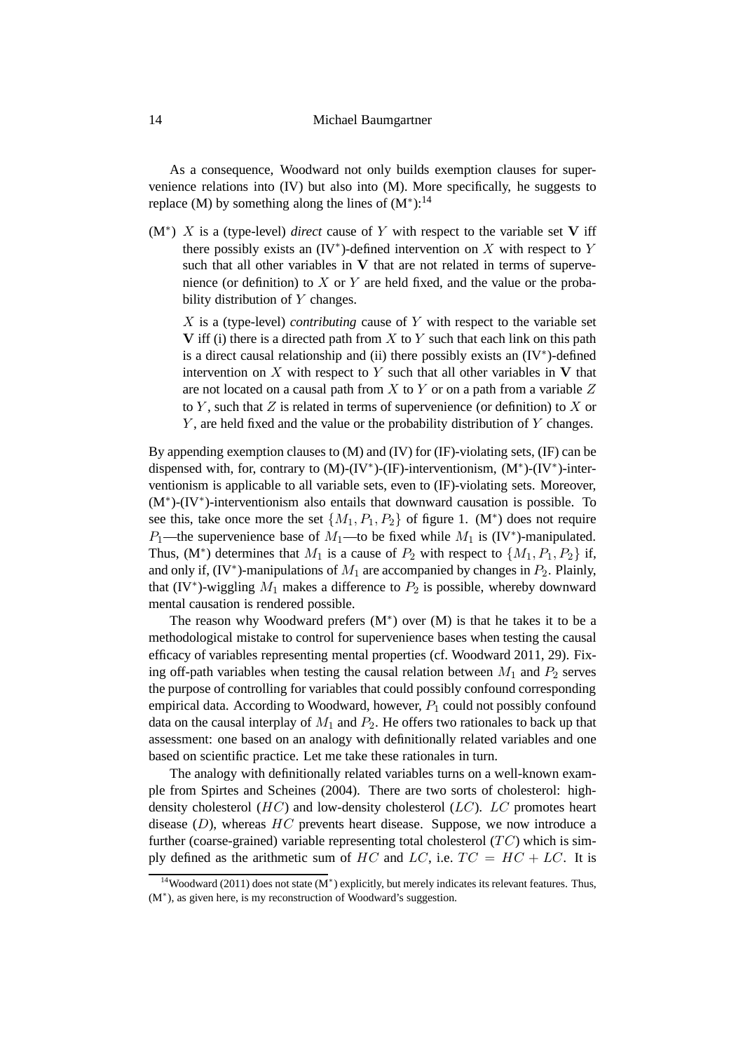As a consequence, Woodward not only builds exemption clauses for supervenience relations into (IV) but also into (M). More specifically, he suggests to replace (M) by something along the lines of ($\text{M}^*$):[14]

($\text{M}^*$) $X$ is a (type-level) *direct* cause of $Y$ with respect to the variable set $\mathbf{V}$ iff there possibly exists an ($\text{IV}^*$)-defined intervention on $X$ with respect to $Y$ such that all other variables in $\mathbf{V}$ that are not related in terms of supervenience (or definition) to $X$ or $Y$ are held fixed, and the value or the probability distribution of $Y$ changes.

$X$ is a (type-level) *contributing* cause of $Y$ with respect to the variable set $\mathbf{V}$ iff (i) there is a directed path from $X$ to $Y$ such that each link on this path is a direct causal relationship and (ii) there possibly exists an ($\text{IV}^*$)-defined intervention on $X$ with respect to $Y$ such that all other variables in $\mathbf{V}$ that are not located on a causal path from $X$ to $Y$ or on a path from a variable $Z$ to $Y$, such that $Z$ is related in terms of supervenience (or definition) to $X$ or $Y$, are held fixed and the value or the probability distribution of $Y$ changes.

By appending exemption clauses to (M) and (IV) for (IF)-violating sets, (IF) can be dispensed with, for, contrary to (M)-($\text{IV}^*$)-(IF)-interventionism, ($\text{M}^*$)-($\text{IV}^*$)-interventionism is applicable to all variable sets, even to (IF)-violating sets. Moreover, ($\text{M}^*$)-($\text{IV}^*$)-interventionism also entails that downward causation is possible. To see this, take once more the set $\{M_1, P_1, P_2\}$ of figure 1. ($\text{M}^*$) does not require $P_1$—the supervenience base of $M_1$—to be fixed while $M_1$ is ($\text{IV}^*$)-manipulated. Thus, ($\text{M}^*$) determines that $M_1$ is a cause of $P_2$ with respect to $\{M_1, P_1, P_2\}$ if, and only if, ($\text{IV}^*$)-manipulations of $M_1$ are accompanied by changes in $P_2$. Plainly, that ($\text{IV}^*$)-wiggling $M_1$ makes a difference to $P_2$ is possible, whereby downward mental causation is rendered possible.

The reason why Woodward prefers ($\text{M}^*$) over (M) is that he takes it to be a methodological mistake to control for supervenience bases when testing the causal efficacy of variables representing mental properties (cf. Woodward 2011, 29). Fixing off-path variables when testing the causal relation between $M_1$ and $P_2$ serves the purpose of controlling for variables that could possibly confound corresponding empirical data. According to Woodward, however, $P_1$ could not possibly confound data on the causal interplay of $M_1$ and $P_2$. He offers two rationales to back up that assessment: one based on an analogy with definitionally related variables and one based on scientific practice. Let me take these rationales in turn.

The analogy with definitionally related variables turns on a well-known example from Spirtes and Scheines (2004). There are two sorts of cholesterol: high-density cholesterol ($HC$) and low-density cholesterol ($LC$). $LC$ promotes heart disease ($D$), whereas $HC$ prevents heart disease. Suppose, we now introduce a further (coarse-grained) variable representing total cholesterol ($TC$) which is simply defined as the arithmetic sum of $HC$ and $LC$, i.e. $TC = HC + LC$. It is

[14] Woodward (2011) does not state ($\text{M}^*$) explicitly, but merely indicates its relevant features. Thus, ($\text{M}^*$), as given here, is my reconstruction of Woodward's suggestion.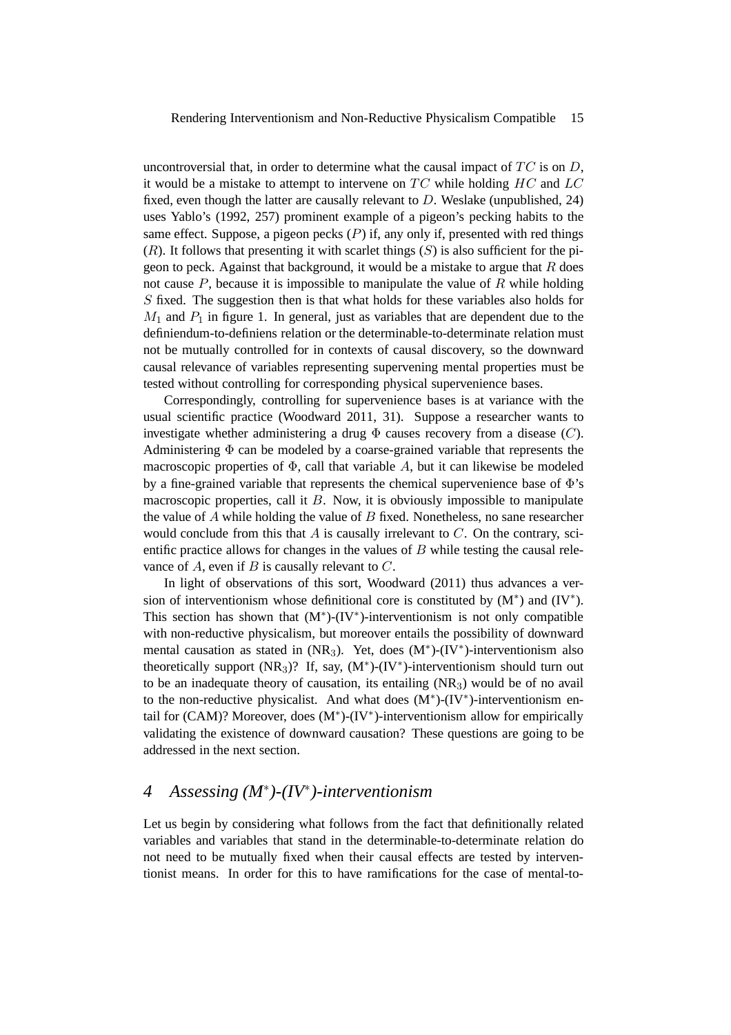uncontroversial that, in order to determine what the causal impact of $TC$ is on $D$, it would be a mistake to attempt to intervene on $TC$ while holding $HC$ and $LC$ fixed, even though the latter are causally relevant to $D$. Weslake (unpublished, 24) uses Yablo's (1992, 257) prominent example of a pigeon's pecking habits to the same effect. Suppose, a pigeon pecks ($P$) if, any only if, presented with red things ($R$). It follows that presenting it with scarlet things ($S$) is also sufficient for the pigeon to peck. Against that background, it would be a mistake to argue that $R$ does not cause $P$, because it is impossible to manipulate the value of $R$ while holding $S$ fixed. The suggestion then is that what holds for these variables also holds for $M_1$ and $P_1$ in figure 1. In general, just as variables that are dependent due to the definiendum-to-definiens relation or the determinable-to-determinate relation must not be mutually controlled for in contexts of causal discovery, so the downward causal relevance of variables representing supervening mental properties must be tested without controlling for corresponding physical supervenience bases.

Correspondingly, controlling for supervenience bases is at variance with the usual scientific practice (Woodward 2011, 31). Suppose a researcher wants to investigate whether administering a drug $\Phi$ causes recovery from a disease ($C$). Administering $\Phi$ can be modeled by a coarse-grained variable that represents the macroscopic properties of $\Phi$, call that variable $A$, but it can likewise be modeled by a fine-grained variable that represents the chemical supervenience base of $\Phi$'s macroscopic properties, call it $B$. Now, it is obviously impossible to manipulate the value of $A$ while holding the value of $B$ fixed. Nonetheless, no sane researcher would conclude from this that $A$ is causally irrelevant to $C$. On the contrary, scientific practice allows for changes in the values of $B$ while testing the causal relevance of $A$, even if $B$ is causally relevant to $C$.

In light of observations of this sort, Woodward (2011) thus advances a version of interventionism whose definitional core is constituted by ($M^*$) and ($IV^*$). This section has shown that ($M^*$)-($IV^*$)-interventionism is not only compatible with non-reductive physicalism, but moreover entails the possibility of downward mental causation as stated in ($NR_3$). Yet, does ($M^*$)-($IV^*$)-interventionism also theoretically support ($NR_3$)? If, say, ($M^*$)-($IV^*$)-interventionism should turn out to be an inadequate theory of causation, its entailing ($NR_3$) would be of no avail to the non-reductive physicalist. And what does ($M^*$)-($IV^*$)-interventionism entail for (CAM)? Moreover, does ($M^*$)-($IV^*$)-interventionism allow for empirically validating the existence of downward causation? These questions are going to be addressed in the next section.

## 4 *Assessing ($M^*$)-($IV^*$)-interventionism*

Let us begin by considering what follows from the fact that definitionally related variables and variables that stand in the determinable-to-determinate relation do not need to be mutually fixed when their causal effects are tested by interventionist means. In order for this to have ramifications for the case of mental-to-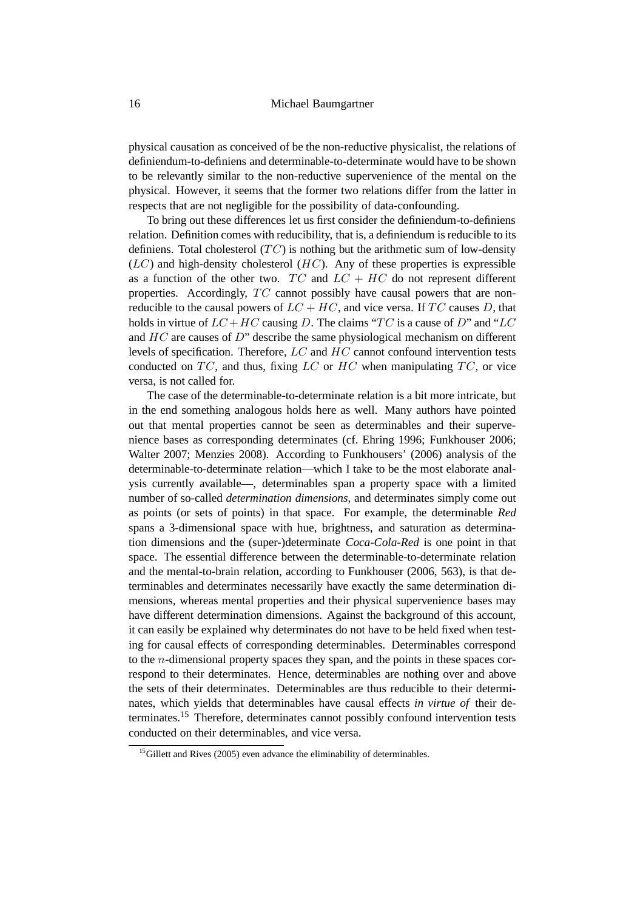physical causation as conceived of be the non-reductive physicalist, the relations of definiendum-to-definiens and determinable-to-determinate would have to be shown to be relevantly similar to the non-reductive supervenience of the mental on the physical. However, it seems that the former two relations differ from the latter in respects that are not negligible for the possibility of data-confounding.

To bring out these differences let us first consider the definiendum-to-definiens relation. Definition comes with reducibility, that is, a definiendum is reducible to its definiens. Total cholesterol ($TC$) is nothing but the arithmetic sum of low-density ($LC$) and high-density cholesterol ($HC$). Any of these properties is expressible as a function of the other two. $TC$ and $LC + HC$ do not represent different properties. Accordingly, $TC$ cannot possibly have causal powers that are non-reducible to the causal powers of $LC + HC$, and vice versa. If $TC$ causes $D$, that holds in virtue of $LC + HC$ causing $D$. The claims "$TC$ is a cause of $D$" and "$LC$ and $HC$ are causes of $D$" describe the same physiological mechanism on different levels of specification. Therefore, $LC$ and $HC$ cannot confound intervention tests conducted on $TC$, and thus, fixing $LC$ or $HC$ when manipulating $TC$, or vice versa, is not called for.

The case of the determinable-to-determinate relation is a bit more intricate, but in the end something analogous holds here as well. Many authors have pointed out that mental properties cannot be seen as determinables and their supervenience bases as corresponding determinates (cf. Ehring 1996; Funkhouser 2006; Walter 2007; Menzies 2008). According to Funkhousers' (2006) analysis of the determinable-to-determinate relation—which I take to be the most elaborate analysis currently available—, determinables span a property space with a limited number of so-called *determination dimensions*, and determinates simply come out as points (or sets of points) in that space. For example, the determinable *Red* spans a 3-dimensional space with hue, brightness, and saturation as determination dimensions and the (super-)determinate *Coca-Cola-Red* is one point in that space. The essential difference between the determinable-to-determinate relation and the mental-to-brain relation, according to Funkhouser (2006, 563), is that determinables and determinates necessarily have exactly the same determination dimensions, whereas mental properties and their physical supervenience bases may have different determination dimensions. Against the background of this account, it can easily be explained why determinates do not have to be held fixed when testing for causal effects of corresponding determinables. Determinables correspond to the $n$-dimensional property spaces they span, and the points in these spaces correspond to their determinates. Hence, determinables are nothing over and above the sets of their determinates. Determinables are thus reducible to their determinates, which yields that determinables have causal effects *in virtue of* their determinates.[15] Therefore, determinates cannot possibly confound intervention tests conducted on their determinables, and vice versa.

[15] Gillett and Rives (2005) even advance the eliminability of determinables.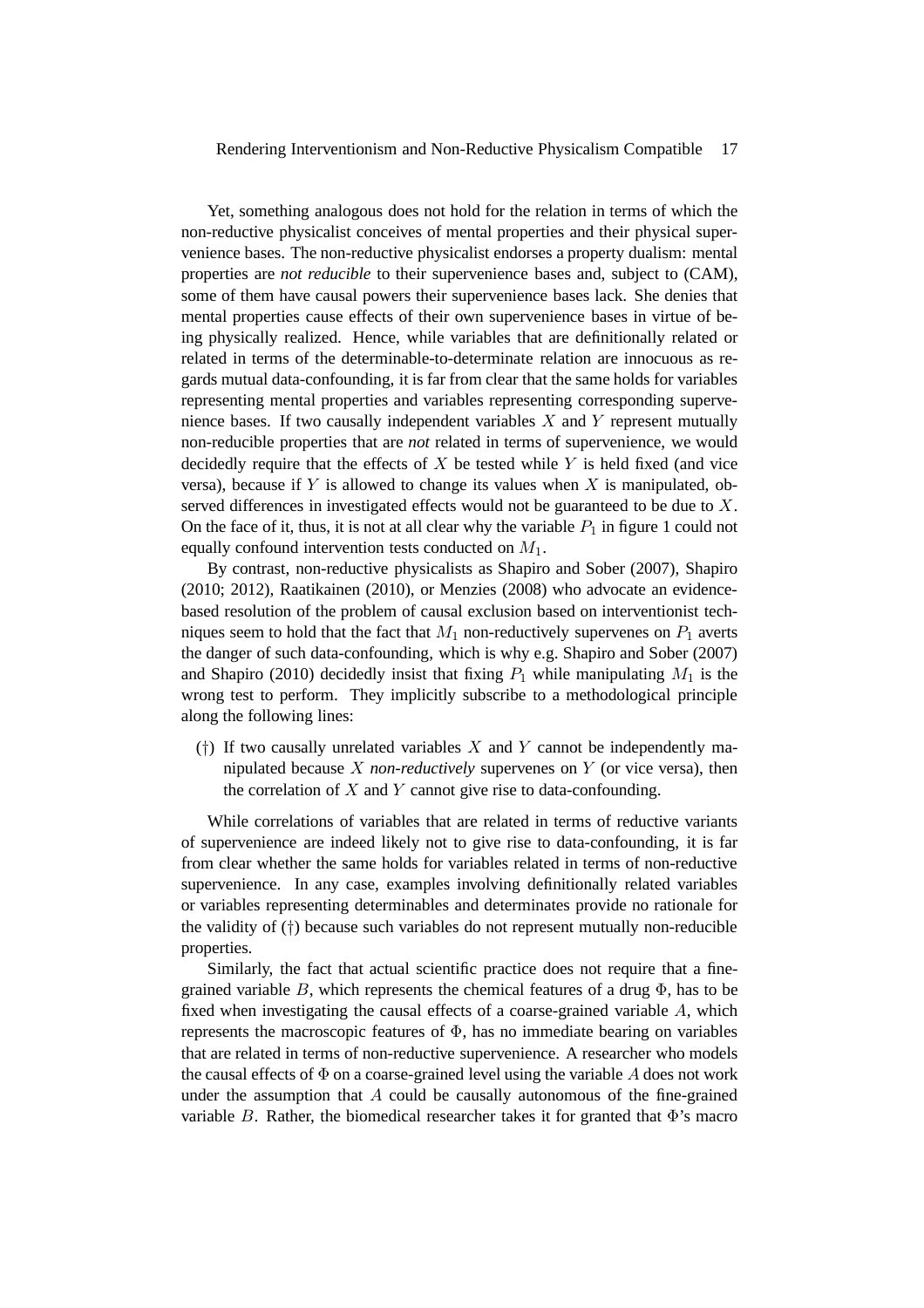Yet, something analogous does not hold for the relation in terms of which the non-reductive physicalist conceives of mental properties and their physical supervenience bases. The non-reductive physicalist endorses a property dualism: mental properties are *not reducible* to their supervenience bases and, subject to (CAM), some of them have causal powers their supervenience bases lack. She denies that mental properties cause effects of their own supervenience bases in virtue of being physically realized. Hence, while variables that are definitionally related or related in terms of the determinable-to-determinate relation are innocuous as regards mutual data-confounding, it is far from clear that the same holds for variables representing mental properties and variables representing corresponding supervenience bases. If two causally independent variables $X$ and $Y$ represent mutually non-reducible properties that are *not* related in terms of supervenience, we would decidedly require that the effects of $X$ be tested while $Y$ is held fixed (and vice versa), because if $Y$ is allowed to change its values when $X$ is manipulated, observed differences in investigated effects would not be guaranteed to be due to $X$. On the face of it, thus, it is not at all clear why the variable $P_1$ in figure 1 could not equally confound intervention tests conducted on $M_1$.

By contrast, non-reductive physicalists as Shapiro and Sober (2007), Shapiro (2010; 2012), Raatikainen (2010), or Menzies (2008) who advocate an evidence-based resolution of the problem of causal exclusion based on interventionist techniques seem to hold that the fact that $M_1$ non-reductively supervenes on $P_1$ averts the danger of such data-confounding, which is why e.g. Shapiro and Sober (2007) and Shapiro (2010) decidedly insist that fixing $P_1$ while manipulating $M_1$ is the wrong test to perform. They implicitly subscribe to a methodological principle along the following lines:

(†) If two causally unrelated variables $X$ and $Y$ cannot be independently manipulated because $X$ *non-reductively* supervenes on $Y$ (or vice versa), then the correlation of $X$ and $Y$ cannot give rise to data-confounding.

While correlations of variables that are related in terms of reductive variants of supervenience are indeed likely not to give rise to data-confounding, it is far from clear whether the same holds for variables related in terms of non-reductive supervenience. In any case, examples involving definitionally related variables or variables representing determinables and determinates provide no rationale for the validity of (†) because such variables do not represent mutually non-reducible properties.

Similarly, the fact that actual scientific practice does not require that a fine-grained variable $B$, which represents the chemical features of a drug $\Phi$, has to be fixed when investigating the causal effects of a coarse-grained variable $A$, which represents the macroscopic features of $\Phi$, has no immediate bearing on variables that are related in terms of non-reductive supervenience. A researcher who models the causal effects of $\Phi$ on a coarse-grained level using the variable $A$ does not work under the assumption that $A$ could be causally autonomous of the fine-grained variable $B$. Rather, the biomedical researcher takes it for granted that $\Phi$'s macro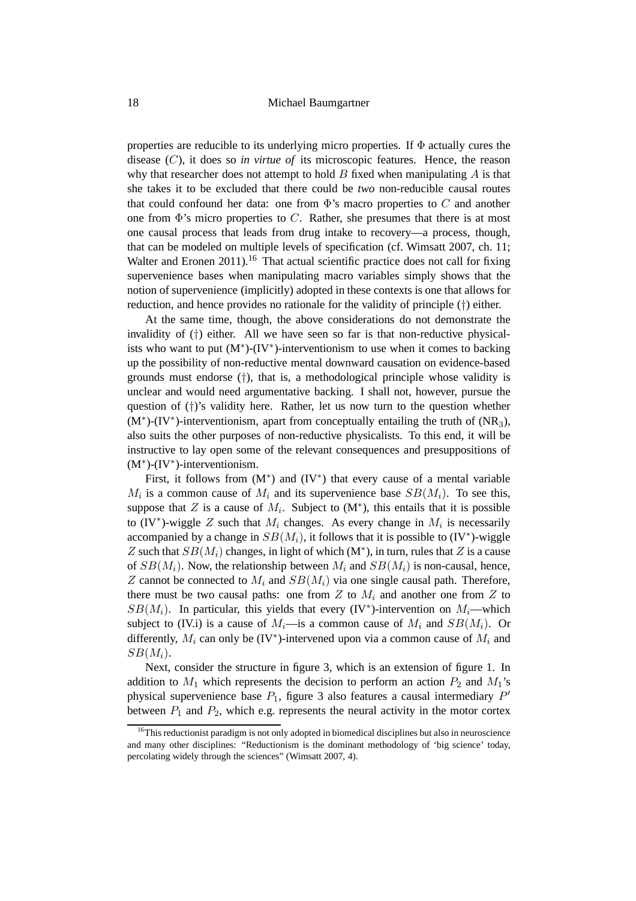properties are reducible to its underlying micro properties. If $\Phi$ actually cures the disease ($C$), it does so *in virtue of* its microscopic features. Hence, the reason why that researcher does not attempt to hold $B$ fixed when manipulating $A$ is that she takes it to be excluded that there could be *two* non-reducible causal routes that could confound her data: one from $\Phi$'s macro properties to $C$ and another one from $\Phi$'s micro properties to $C$. Rather, she presumes that there is at most one causal process that leads from drug intake to recovery—a process, though, that can be modeled on multiple levels of specification (cf. Wimsatt 2007, ch. 11; Walter and Eronen 2011).[16] That actual scientific practice does not call for fixing supervenience bases when manipulating macro variables simply shows that the notion of supervenience (implicitly) adopted in these contexts is one that allows for reduction, and hence provides no rationale for the validity of principle (†) either.

At the same time, though, the above considerations do not demonstrate the invalidity of (†) either. All we have seen so far is that non-reductive physicalists who want to put (M$^*$)-(IV$^*$)-interventionism to use when it comes to backing up the possibility of non-reductive mental downward causation on evidence-based grounds must endorse (†), that is, a methodological principle whose validity is unclear and would need argumentative backing. I shall not, however, pursue the question of (†)'s validity here. Rather, let us now turn to the question whether (M$^*$)-(IV$^*$)-interventionism, apart from conceptually entailing the truth of (NR$_3$), also suits the other purposes of non-reductive physicalists. To this end, it will be instructive to lay open some of the relevant consequences and presuppositions of (M$^*$)-(IV$^*$)-interventionism.

First, it follows from (M$^*$) and (IV$^*$) that every cause of a mental variable $M_i$ is a common cause of $M_i$ and its supervenience base $SB(M_i)$. To see this, suppose that $Z$ is a cause of $M_i$. Subject to (M$^*$), this entails that it is possible to (IV$^*$)-wiggle $Z$ such that $M_i$ changes. As every change in $M_i$ is necessarily accompanied by a change in $SB(M_i)$, it follows that it is possible to (IV$^*$)-wiggle $Z$ such that $SB(M_i)$ changes, in light of which (M$^*$), in turn, rules that $Z$ is a cause of $SB(M_i)$. Now, the relationship between $M_i$ and $SB(M_i)$ is non-causal, hence, $Z$ cannot be connected to $M_i$ and $SB(M_i)$ via one single causal path. Therefore, there must be two causal paths: one from $Z$ to $M_i$ and another one from $Z$ to $SB(M_i)$. In particular, this yields that every (IV$^*$)-intervention on $M_i$—which subject to (IV.i) is a cause of $M_i$—is a common cause of $M_i$ and $SB(M_i)$. Or differently, $M_i$ can only be (IV$^*$)-intervened upon via a common cause of $M_i$ and $SB(M_i)$.

Next, consider the structure in figure 3, which is an extension of figure 1. In addition to $M_1$ which represents the decision to perform an action $P_2$ and $M_1$'s physical supervenience base $P_1$, figure 3 also features a causal intermediary $P'$ between $P_1$ and $P_2$, which e.g. represents the neural activity in the motor cortex

[16] This reductionist paradigm is not only adopted in biomedical disciplines but also in neuroscience and many other disciplines: "Reductionism is the dominant methodology of 'big science' today, percolating widely through the sciences" (Wimsatt 2007, 4).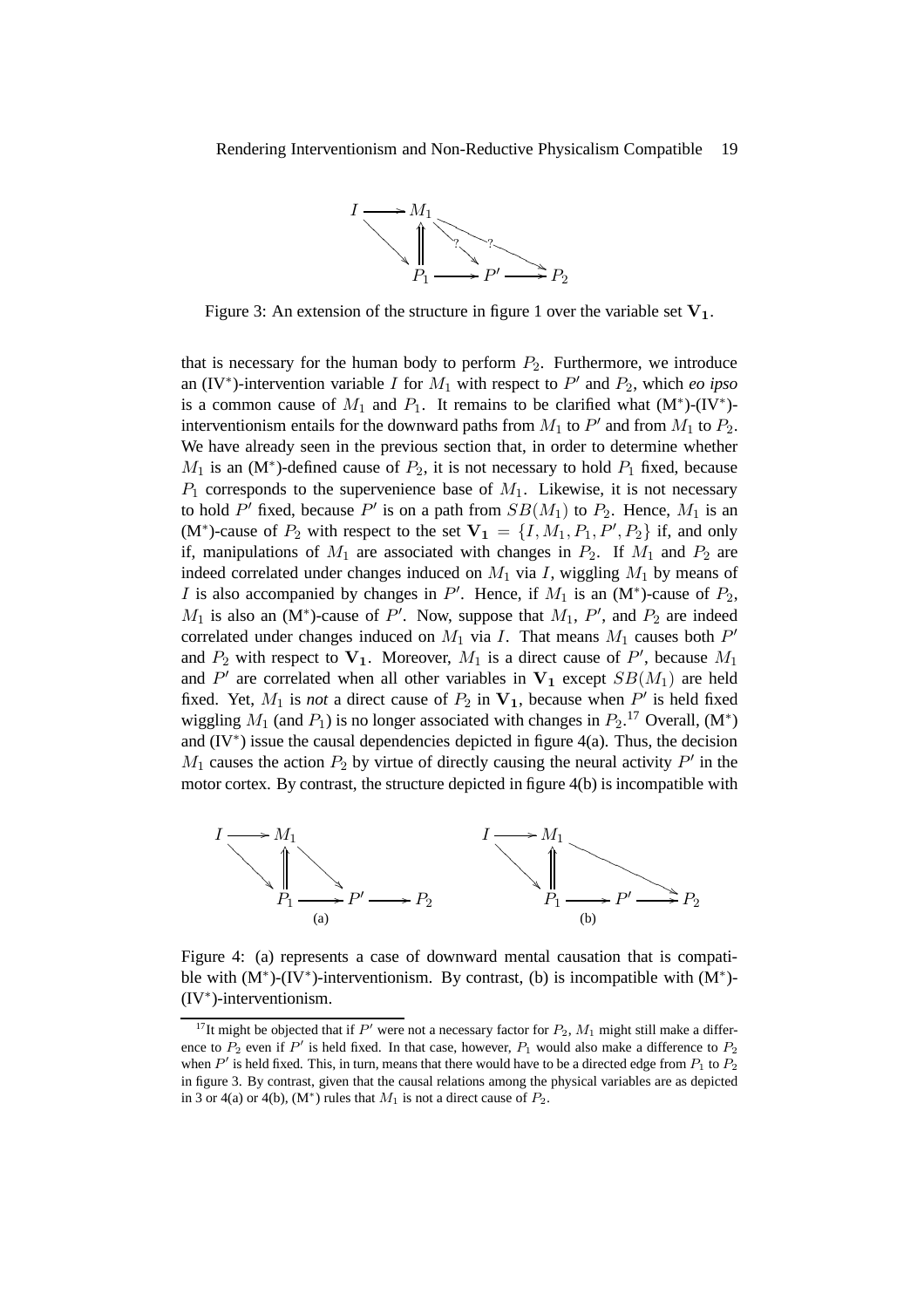Figure 3: An extension of the structure in figure 1 over the variable set $\mathbf{V_1}$.

that is necessary for the human body to perform $P_2$. Furthermore, we introduce an (IV*)-intervention variable $I$ for $M_1$ with respect to $P'$ and $P_2$, which *eo ipso* is a common cause of $M_1$ and $P_1$. It remains to be clarified what (M*)-(IV*)-interventionism entails for the downward paths from $M_1$ to $P'$ and from $M_1$ to $P_2$. We have already seen in the previous section that, in order to determine whether $M_1$ is an (M*)-defined cause of $P_2$, it is not necessary to hold $P_1$ fixed, because $P_1$ corresponds to the supervenience base of $M_1$. Likewise, it is not necessary to hold $P'$ fixed, because $P'$ is on a path from $SB(M_1)$ to $P_2$. Hence, $M_1$ is an (M*)-cause of $P_2$ with respect to the set $\mathbf{V_1} = \{I, M_1, P_1, P', P_2\}$ if, and only if, manipulations of $M_1$ are associated with changes in $P_2$. If $M_1$ and $P_2$ are indeed correlated under changes induced on $M_1$ via $I$, wiggling $M_1$ by means of $I$ is also accompanied by changes in $P'$. Hence, if $M_1$ is an (M*)-cause of $P_2$, $M_1$ is also an (M*)-cause of $P'$. Now, suppose that $M_1$, $P'$, and $P_2$ are indeed correlated under changes induced on $M_1$ via $I$. That means $M_1$ causes both $P'$ and $P_2$ with respect to $\mathbf{V_1}$. Moreover, $M_1$ is a direct cause of $P'$, because $M_1$ and $P'$ are correlated when all other variables in $\mathbf{V_1}$ except $SB(M_1)$ are held fixed. Yet, $M_1$ is *not* a direct cause of $P_2$ in $\mathbf{V_1}$, because when $P'$ is held fixed wiggling $M_1$ (and $P_1$) is no longer associated with changes in $P_2$.[17] Overall, (M*) and (IV*) issue the causal dependencies depicted in figure 4(a). Thus, the decision $M_1$ causes the action $P_2$ by virtue of directly causing the neural activity $P'$ in the motor cortex. By contrast, the structure depicted in figure 4(b) is incompatible with

Figure 4: (a) represents a case of downward mental causation that is compatible with (M*)-(IV*)-interventionism. By contrast, (b) is incompatible with (M*)-(IV*)-interventionism.

[17] It might be objected that if $P'$ were not a necessary factor for $P_2$, $M_1$ might still make a difference to $P_2$ even if $P'$ is held fixed. In that case, however, $P_1$ would also make a difference to $P_2$ when $P'$ is held fixed. This, in turn, means that there would have to be a directed edge from $P_1$ to $P_2$ in figure 3. By contrast, given that the causal relations among the physical variables are as depicted in 3 or 4(a) or 4(b), (M*) rules that $M_1$ is not a direct cause of $P_2$.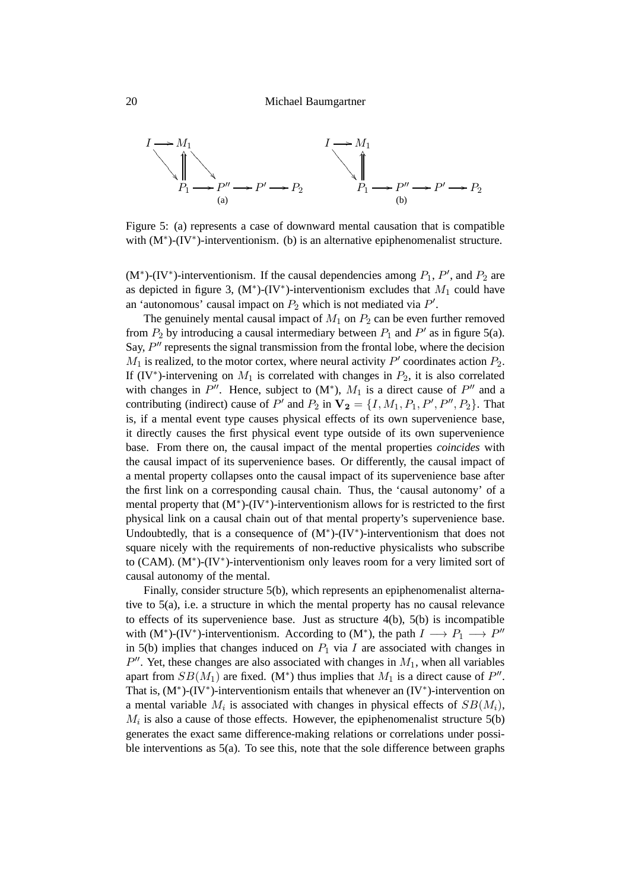Figure 5: (a) represents a case of downward mental causation that is compatible with (M*)-(IV*)-interventionism. (b) is an alternative epiphenomenalist structure.

(M*)-(IV*)-interventionism. If the causal dependencies among $P_1$, $P'$, and $P_2$ are as depicted in figure 3, (M*)-(IV*)-interventionism excludes that $M_1$ could have an 'autonomous' causal impact on $P_2$ which is not mediated via $P'$.

The genuinely mental causal impact of $M_1$ on $P_2$ can be even further removed from $P_2$ by introducing a causal intermediary between $P_1$ and $P'$ as in figure 5(a). Say, $P''$ represents the signal transmission from the frontal lobe, where the decision $M_1$ is realized, to the motor cortex, where neural activity $P'$ coordinates action $P_2$. If (IV*)-intervening on $M_1$ is correlated with changes in $P_2$, it is also correlated with changes in $P''$. Hence, subject to (M*), $M_1$ is a direct cause of $P''$ and a contributing (indirect) cause of $P'$ and $P_2$ in $\mathbf{V_2} = \{I, M_1, P_1, P', P'', P_2\}$. That is, if a mental event type causes physical effects of its own supervenience base, it directly causes the first physical event type outside of its own supervenience base. From there on, the causal impact of the mental properties *coincides* with the causal impact of its supervenience bases. Or differently, the causal impact of a mental property collapses onto the causal impact of its supervenience base after the first link on a corresponding causal chain. Thus, the 'causal autonomy' of a mental property that (M*)-(IV*)-interventionism allows for is restricted to the first physical link on a causal chain out of that mental property's supervenience base. Undoubtedly, that is a consequence of (M*)-(IV*)-interventionism that does not square nicely with the requirements of non-reductive physicalists who subscribe to (CAM). (M*)-(IV*)-interventionism only leaves room for a very limited sort of causal autonomy of the mental.

Finally, consider structure 5(b), which represents an epiphenomenalist alternative to 5(a), i.e. a structure in which the mental property has no causal relevance to effects of its supervenience base. Just as structure 4(b), 5(b) is incompatible with (M*)-(IV*)-interventionism. According to (M*), the path $I \longrightarrow P_1 \longrightarrow P''$ in 5(b) implies that changes induced on $P_1$ via $I$ are associated with changes in $P''$. Yet, these changes are also associated with changes in $M_1$, when all variables apart from $SB(M_1)$ are fixed. (M*) thus implies that $M_1$ is a direct cause of $P''$. That is, (M*)-(IV*)-interventionism entails that whenever an (IV*)-intervention on a mental variable $M_i$ is associated with changes in physical effects of $SB(M_i)$, $M_i$ is also a cause of those effects. However, the epiphenomenalist structure 5(b) generates the exact same difference-making relations or correlations under possible interventions as 5(a). To see this, note that the sole difference between graphs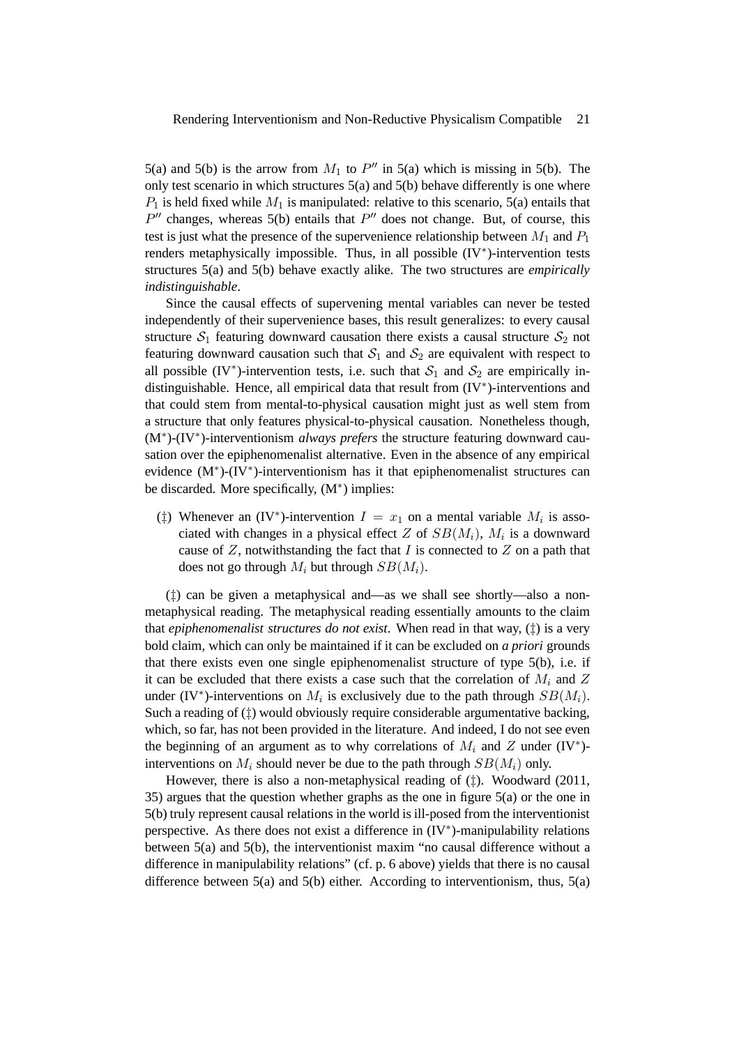5(a) and 5(b) is the arrow from $M_1$ to $P''$ in 5(a) which is missing in 5(b). The only test scenario in which structures 5(a) and 5(b) behave differently is one where $P_1$ is held fixed while $M_1$ is manipulated: relative to this scenario, 5(a) entails that $P''$ changes, whereas 5(b) entails that $P''$ does not change. But, of course, this test is just what the presence of the supervenience relationship between $M_1$ and $P_1$ renders metaphysically impossible. Thus, in all possible (IV$^*$)-intervention tests structures 5(a) and 5(b) behave exactly alike. The two structures are *empirically indistinguishable*.

Since the causal effects of supervening mental variables can never be tested independently of their supervenience bases, this result generalizes: to every causal structure $\mathcal{S}_1$ featuring downward causation there exists a causal structure $\mathcal{S}_2$ not featuring downward causation such that $\mathcal{S}_1$ and $\mathcal{S}_2$ are equivalent with respect to all possible (IV$^*$)-intervention tests, i.e. such that $\mathcal{S}_1$ and $\mathcal{S}_2$ are empirically indistinguishable. Hence, all empirical data that result from (IV$^*$)-interventions and that could stem from mental-to-physical causation might just as well stem from a structure that only features physical-to-physical causation. Nonetheless though, (M$^*$)-(IV$^*$)-interventionism *always prefers* the structure featuring downward causation over the epiphenomenalist alternative. Even in the absence of any empirical evidence (M$^*$)-(IV$^*$)-interventionism has it that epiphenomenalist structures can be discarded. More specifically, (M$^*$) implies:

(‡) Whenever an (IV$^*$)-intervention $I = x_1$ on a mental variable $M_i$ is associated with changes in a physical effect $Z$ of $SB(M_i)$, $M_i$ is a downward cause of $Z$, notwithstanding the fact that $I$ is connected to $Z$ on a path that does not go through $M_i$ but through $SB(M_i)$.

(‡) can be given a metaphysical and—as we shall see shortly—also a non-metaphysical reading. The metaphysical reading essentially amounts to the claim that *epiphenomenalist structures do not exist*. When read in that way, (‡) is a very bold claim, which can only be maintained if it can be excluded on *a priori* grounds that there exists even one single epiphenomenalist structure of type 5(b), i.e. if it can be excluded that there exists a case such that the correlation of $M_i$ and $Z$ under (IV$^*$)-interventions on $M_i$ is exclusively due to the path through $SB(M_i)$. Such a reading of (‡) would obviously require considerable argumentative backing, which, so far, has not been provided in the literature. And indeed, I do not see even the beginning of an argument as to why correlations of $M_i$ and $Z$ under (IV$^*$)-interventions on $M_i$ should never be due to the path through $SB(M_i)$ only.

However, there is also a non-metaphysical reading of (‡). Woodward (2011, 35) argues that the question whether graphs as the one in figure 5(a) or the one in 5(b) truly represent causal relations in the world is ill-posed from the interventionist perspective. As there does not exist a difference in (IV$^*$)-manipulability relations between 5(a) and 5(b), the interventionist maxim "no causal difference without a difference in manipulability relations" (cf. p. 6 above) yields that there is no causal difference between 5(a) and 5(b) either. According to interventionism, thus, 5(a)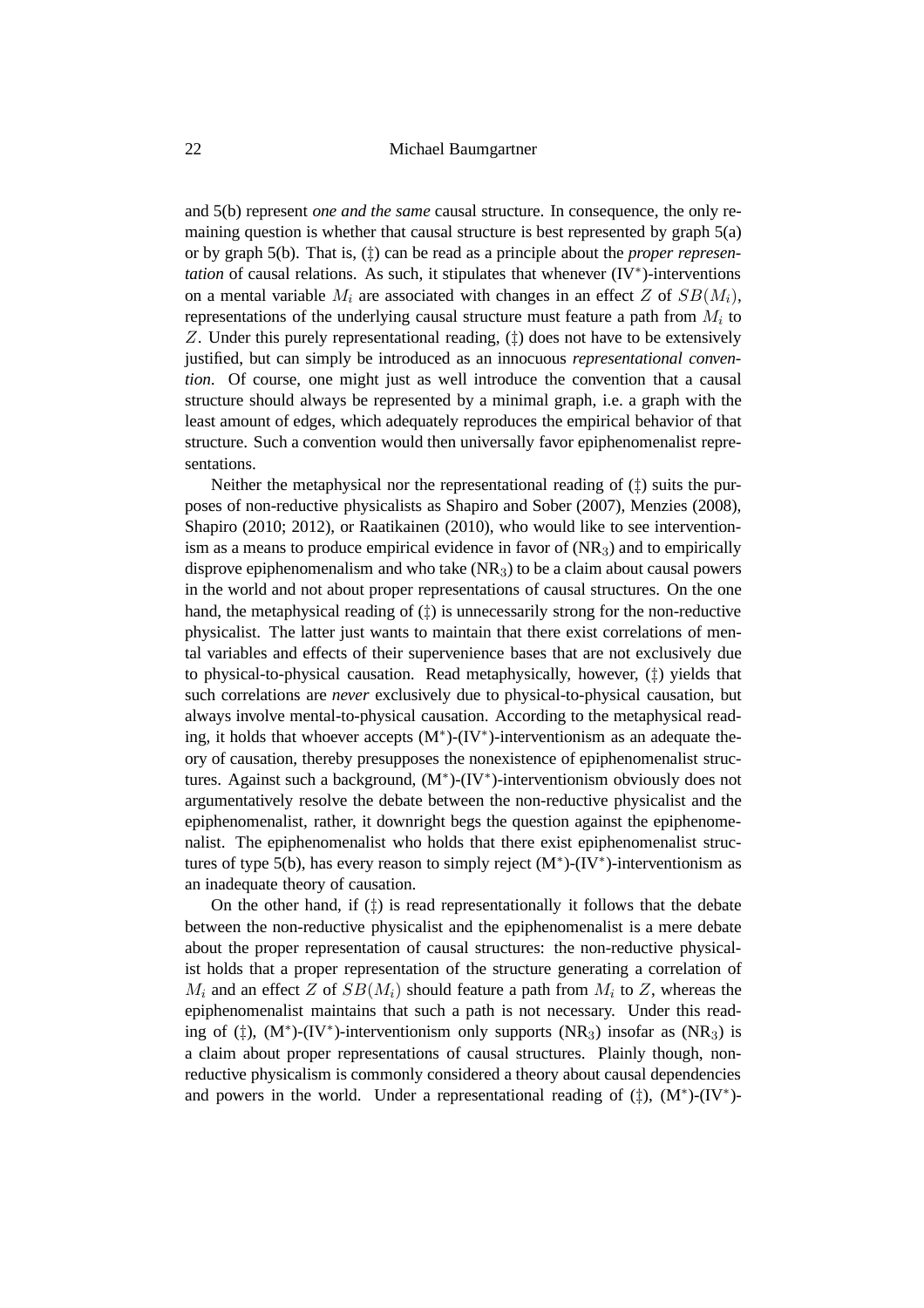and 5(b) represent *one and the same* causal structure. In consequence, the only remaining question is whether that causal structure is best represented by graph 5(a) or by graph 5(b). That is, (‡) can be read as a principle about the *proper representation* of causal relations. As such, it stipulates that whenever (IV$^*$)-interventions on a mental variable $M_i$ are associated with changes in an effect $Z$ of $SB(M_i)$, representations of the underlying causal structure must feature a path from $M_i$ to $Z$. Under this purely representational reading, (‡) does not have to be extensively justified, but can simply be introduced as an innocuous *representational convention*. Of course, one might just as well introduce the convention that a causal structure should always be represented by a minimal graph, i.e. a graph with the least amount of edges, which adequately reproduces the empirical behavior of that structure. Such a convention would then universally favor epiphenomenalist representations.

Neither the metaphysical nor the representational reading of (‡) suits the purposes of non-reductive physicalists as Shapiro and Sober (2007), Menzies (2008), Shapiro (2010; 2012), or Raatikainen (2010), who would like to see interventionism as a means to produce empirical evidence in favor of (NR$_3$) and to empirically disprove epiphenomenalism and who take (NR$_3$) to be a claim about causal powers in the world and not about proper representations of causal structures. On the one hand, the metaphysical reading of (‡) is unnecessarily strong for the non-reductive physicalist. The latter just wants to maintain that there exist correlations of mental variables and effects of their supervenience bases that are not exclusively due to physical-to-physical causation. Read metaphysically, however, (‡) yields that such correlations are *never* exclusively due to physical-to-physical causation, but always involve mental-to-physical causation. According to the metaphysical reading, it holds that whoever accepts (M$^*$)-(IV$^*$)-interventionism as an adequate theory of causation, thereby presupposes the nonexistence of epiphenomenalist structures. Against such a background, (M$^*$)-(IV$^*$)-interventionism obviously does not argumentatively resolve the debate between the non-reductive physicalist and the epiphenomenalist, rather, it downright begs the question against the epiphenomenalist. The epiphenomenalist who holds that there exist epiphenomenalist structures of type 5(b), has every reason to simply reject (M$^*$)-(IV$^*$)-interventionism as an inadequate theory of causation.

On the other hand, if (‡) is read representationally it follows that the debate between the non-reductive physicalist and the epiphenomenalist is a mere debate about the proper representation of causal structures: the non-reductive physicalist holds that a proper representation of the structure generating a correlation of $M_i$ and an effect $Z$ of $SB(M_i)$ should feature a path from $M_i$ to $Z$, whereas the epiphenomenalist maintains that such a path is not necessary. Under this reading of (‡), (M$^*$)-(IV$^*$)-interventionism only supports (NR$_3$) insofar as (NR$_3$) is a claim about proper representations of causal structures. Plainly though, non-reductive physicalism is commonly considered a theory about causal dependencies and powers in the world. Under a representational reading of (‡), (M$^*$)-(IV$^*$)-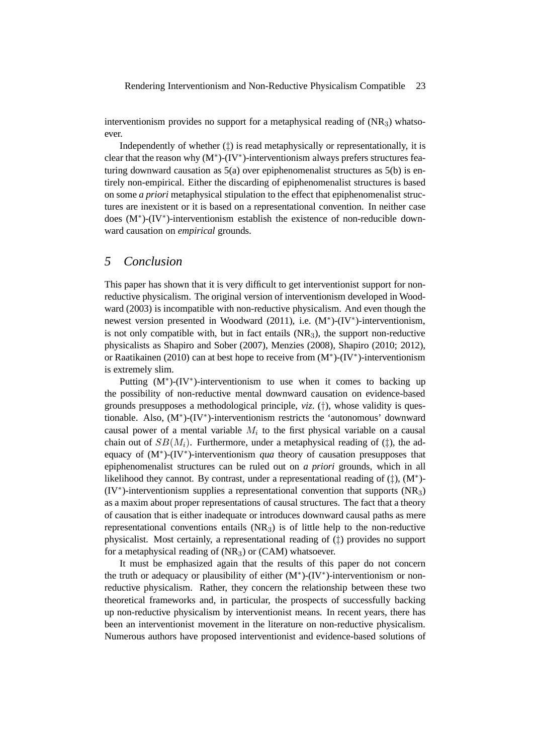interventionism provides no support for a metaphysical reading of ($NR_3$) whatsoever.

Independently of whether (‡) is read metaphysically or representationally, it is clear that the reason why ($M^*$)-($IV^*$)-interventionism always prefers structures featuring downward causation as 5(a) over epiphenomenalist structures as 5(b) is entirely non-empirical. Either the discarding of epiphenomenalist structures is based on some *a priori* metaphysical stipulation to the effect that epiphenomenalist structures are inexistent or it is based on a representational convention. In neither case does ($M^*$)-($IV^*$)-interventionism establish the existence of non-reducible downward causation on *empirical* grounds.

## 5 Conclusion

This paper has shown that it is very difficult to get interventionist support for non-reductive physicalism. The original version of interventionism developed in Woodward (2003) is incompatible with non-reductive physicalism. And even though the newest version presented in Woodward (2011), i.e. ($M^*$)-($IV^*$)-interventionism, is not only compatible with, but in fact entails ($NR_3$), the support non-reductive physicalists as Shapiro and Sober (2007), Menzies (2008), Shapiro (2010; 2012), or Raatikainen (2010) can at best hope to receive from ($M^*$)-($IV^*$)-interventionism is extremely slim.

Putting ($M^*$)-($IV^*$)-interventionism to use when it comes to backing up the possibility of non-reductive mental downward causation on evidence-based grounds presupposes a methodological principle, *viz.* (†), whose validity is questionable. Also, ($M^*$)-($IV^*$)-interventionism restricts the 'autonomous' downward causal power of a mental variable $M_i$ to the first physical variable on a causal chain out of $SB(M_i)$. Furthermore, under a metaphysical reading of (‡), the adequacy of ($M^*$)-($IV^*$)-interventionism *qua* theory of causation presupposes that epiphenomenalist structures can be ruled out on *a priori* grounds, which in all likelihood they cannot. By contrast, under a representational reading of (‡), ($M^*$)-($IV^*$)-interventionism supplies a representational convention that supports ($NR_3$) as a maxim about proper representations of causal structures. The fact that a theory of causation that is either inadequate or introduces downward causal paths as mere representational conventions entails ($NR_3$) is of little help to the non-reductive physicalist. Most certainly, a representational reading of (‡) provides no support for a metaphysical reading of ($NR_3$) or (CAM) whatsoever.

It must be emphasized again that the results of this paper do not concern the truth or adequacy or plausibility of either ($M^*$)-($IV^*$)-interventionism or non-reductive physicalism. Rather, they concern the relationship between these two theoretical frameworks and, in particular, the prospects of successfully backing up non-reductive physicalism by interventionist means. In recent years, there has been an interventionist movement in the literature on non-reductive physicalism. Numerous authors have proposed interventionist and evidence-based solutions of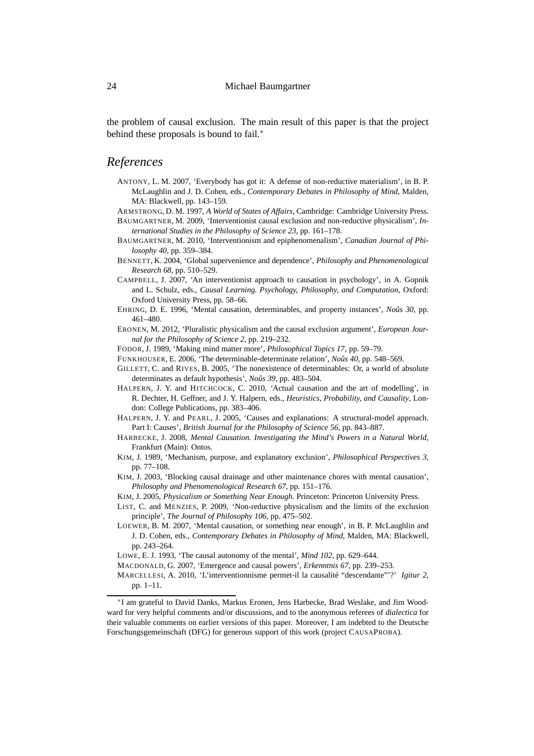the problem of causal exclusion. The main result of this paper is that the project behind these proposals is bound to fail.*

## *References*

ANTONY, L. M. 2007, 'Everybody has got it: A defense of non-reductive materialism', in B. P. McLaughlin and J. D. Cohen, eds., *Contemporary Debates in Philosophy of Mind*, Malden, MA: Blackwell, pp. 143–159.

ARMSTRONG, D. M. 1997, *A World of States of Affairs*, Cambridge: Cambridge University Press.

BAUMGARTNER, M. 2009, 'Interventionist causal exclusion and non-reductive physicalism', *International Studies in the Philosophy of Science 23*, pp. 161–178.

BAUMGARTNER, M. 2010, 'Interventionism and epiphenomenalism', *Canadian Journal of Philosophy 40*, pp. 359–384.

BENNETT, K. 2004, 'Global supervenience and dependence', *Philosophy and Phenomenological Research 68*, pp. 510–529.

CAMPBELL, J. 2007, 'An interventionist approach to causation in psychology', in A. Gopnik and L. Schulz, eds., *Causal Learning. Psychology, Philosophy, and Computation*, Oxford: Oxford University Press, pp. 58–66.

EHRING, D. E. 1996, 'Mental causation, determinables, and property instances', *Noûs 30*, pp. 461–480.

ERONEN, M. 2012, 'Pluralistic physicalism and the causal exclusion argument', *European Journal for the Philosophy of Science 2*, pp. 219–232.

FODOR, J. 1989, 'Making mind matter more', *Philosophical Topics 17*, pp. 59–79.

FUNKHOUSER, E. 2006, 'The determinable-determinate relation', *Noûs 40*, pp. 548–569.

GILLETT, C. and RIVES, B. 2005, 'The nonexistence of determinables: Or, a world of absolute determinates as default hypothesis', *Noûs 39*, pp. 483–504.

HALPERN, J. Y. and HITCHCOCK, C. 2010, 'Actual causation and the art of modelling', in R. Dechter, H. Geffner, and J. Y. Halpern, eds., *Heuristics, Probability, and Causality*, London: College Publications, pp. 383–406.

HALPERN, J. Y. and PEARL, J. 2005, 'Causes and explanations: A structural-model approach. Part I: Causes', *British Journal for the Philosophy of Science 56*, pp. 843–887.

HARBECKE, J. 2008, *Mental Causation. Investigating the Mind's Powers in a Natural World*, Frankfurt (Main): Ontos.

KIM, J. 1989, 'Mechanism, purpose, and explanatory exclusion', *Philosophical Perspectives 3*, pp. 77–108.

KIM, J. 2003, 'Blocking causal drainage and other maintenance chores with mental causation', *Philosophy and Phenomenological Research 67*, pp. 151–176.

KIM, J. 2005, *Physicalism or Something Near Enough*. Princeton: Princeton University Press.

LIST, C. and MENZIES, P. 2009, 'Non-reductive physicalism and the limits of the exclusion principle', *The Journal of Philosophy 106*, pp. 475–502.

LOEWER, B. M. 2007, 'Mental causation, or something near enough', in B. P. McLaughlin and J. D. Cohen, eds., *Contemporary Debates in Philosophy of Mind*, Malden, MA: Blackwell, pp. 243–264.

LOWE, E. J. 1993, 'The causal autonomy of the mental', *Mind 102*, pp. 629–644.

MACDONALD, G. 2007, 'Emergence and causal powers', *Erkenntnis 67*, pp. 239–253.

MARCELLESI, A. 2010, 'L'interventionnisme permet-il la causalité "descendante"'?' *Igitur 2*, pp. 1–11.

---

*I am grateful to David Danks, Markus Eronen, Jens Harbecke, Brad Weslake, and Jim Woodward for very helpful comments and/or discussions, and to the anonymous referees of *dialectica* for their valuable comments on earlier versions of this paper. Moreover, I am indebted to the Deutsche Forschungsgemeinschaft (DFG) for generous support of this work (project CAUSAPROBA).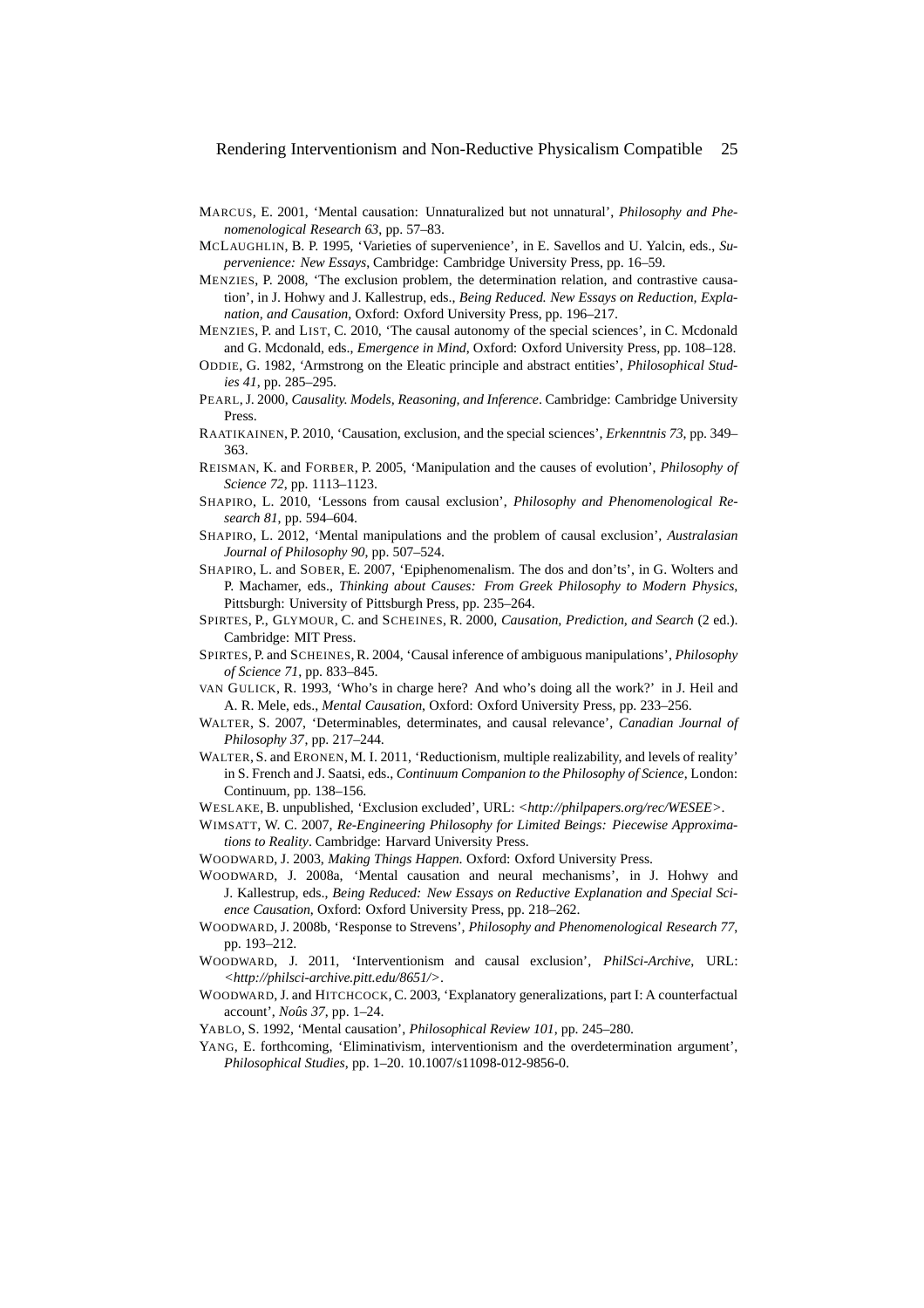MARCUS, E. 2001, 'Mental causation: Unnaturalized but not unnatural', *Philosophy and Phenomenological Research 63*, pp. 57–83.

MCLAUGHLIN, B. P. 1995, 'Varieties of supervenience', in E. Savellos and U. Yalcin, eds., *Supervenience: New Essays*, Cambridge: Cambridge University Press, pp. 16–59.

MENZIES, P. 2008, 'The exclusion problem, the determination relation, and contrastive causation', in J. Hohwy and J. Kallestrup, eds., *Being Reduced. New Essays on Reduction, Explanation, and Causation*, Oxford: Oxford University Press, pp. 196–217.

MENZIES, P. and LIST, C. 2010, 'The causal autonomy of the special sciences', in C. Mcdonald and G. Mcdonald, eds., *Emergence in Mind*, Oxford: Oxford University Press, pp. 108–128.

ODDIE, G. 1982, 'Armstrong on the Eleatic principle and abstract entities', *Philosophical Studies 41*, pp. 285–295.

PEARL, J. 2000, *Causality. Models, Reasoning, and Inference*. Cambridge: Cambridge University Press.

RAATIKAINEN, P. 2010, 'Causation, exclusion, and the special sciences', *Erkenntnis 73*, pp. 349–363.

REISMAN, K. and FORBER, P. 2005, 'Manipulation and the causes of evolution', *Philosophy of Science 72*, pp. 1113–1123.

SHAPIRO, L. 2010, 'Lessons from causal exclusion', *Philosophy and Phenomenological Research 81*, pp. 594–604.

SHAPIRO, L. 2012, 'Mental manipulations and the problem of causal exclusion', *Australasian Journal of Philosophy 90*, pp. 507–524.

SHAPIRO, L. and SOBER, E. 2007, 'Epiphenomenalism. The dos and don'ts', in G. Wolters and P. Machamer, eds., *Thinking about Causes: From Greek Philosophy to Modern Physics*, Pittsburgh: University of Pittsburgh Press, pp. 235–264.

SPIRTES, P., GLYMOUR, C. and SCHEINES, R. 2000, *Causation, Prediction, and Search* (2 ed.). Cambridge: MIT Press.

SPIRTES, P. and SCHEINES, R. 2004, 'Causal inference of ambiguous manipulations', *Philosophy of Science 71*, pp. 833–845.

VAN GULICK, R. 1993, 'Who's in charge here? And who's doing all the work?' in J. Heil and A. R. Mele, eds., *Mental Causation*, Oxford: Oxford University Press, pp. 233–256.

WALTER, S. 2007, 'Determinables, determinates, and causal relevance', *Canadian Journal of Philosophy 37*, pp. 217–244.

WALTER, S. and ERONEN, M. I. 2011, 'Reductionism, multiple realizability, and levels of reality' in S. French and J. Saatsi, eds., *Continuum Companion to the Philosophy of Science*, London: Continuum, pp. 138–156.

WESLAKE, B. unpublished, 'Exclusion excluded', URL: <*http://philpapers.org/rec/WESEE*>.

WIMSATT, W. C. 2007, *Re-Engineering Philosophy for Limited Beings: Piecewise Approximations to Reality*. Cambridge: Harvard University Press.

WOODWARD, J. 2003, *Making Things Happen*. Oxford: Oxford University Press.

WOODWARD, J. 2008a, 'Mental causation and neural mechanisms', in J. Hohwy and J. Kallestrup, eds., *Being Reduced: New Essays on Reductive Explanation and Special Science Causation*, Oxford: Oxford University Press, pp. 218–262.

WOODWARD, J. 2008b, 'Response to Strevens', *Philosophy and Phenomenological Research 77*, pp. 193–212.

WOODWARD, J. 2011, 'Interventionism and causal exclusion', *PhilSci-Archive*, URL: <*http://philsci-archive.pitt.edu/8651/*>.

WOODWARD, J. and HITCHCOCK, C. 2003, 'Explanatory generalizations, part I: A counterfactual account', *Noûs 37*, pp. 1–24.

YABLO, S. 1992, 'Mental causation', *Philosophical Review 101*, pp. 245–280.

YANG, E. forthcoming, 'Eliminativism, interventionism and the overdetermination argument', *Philosophical Studies*, pp. 1–20. 10.1007/s11098-012-9856-0.